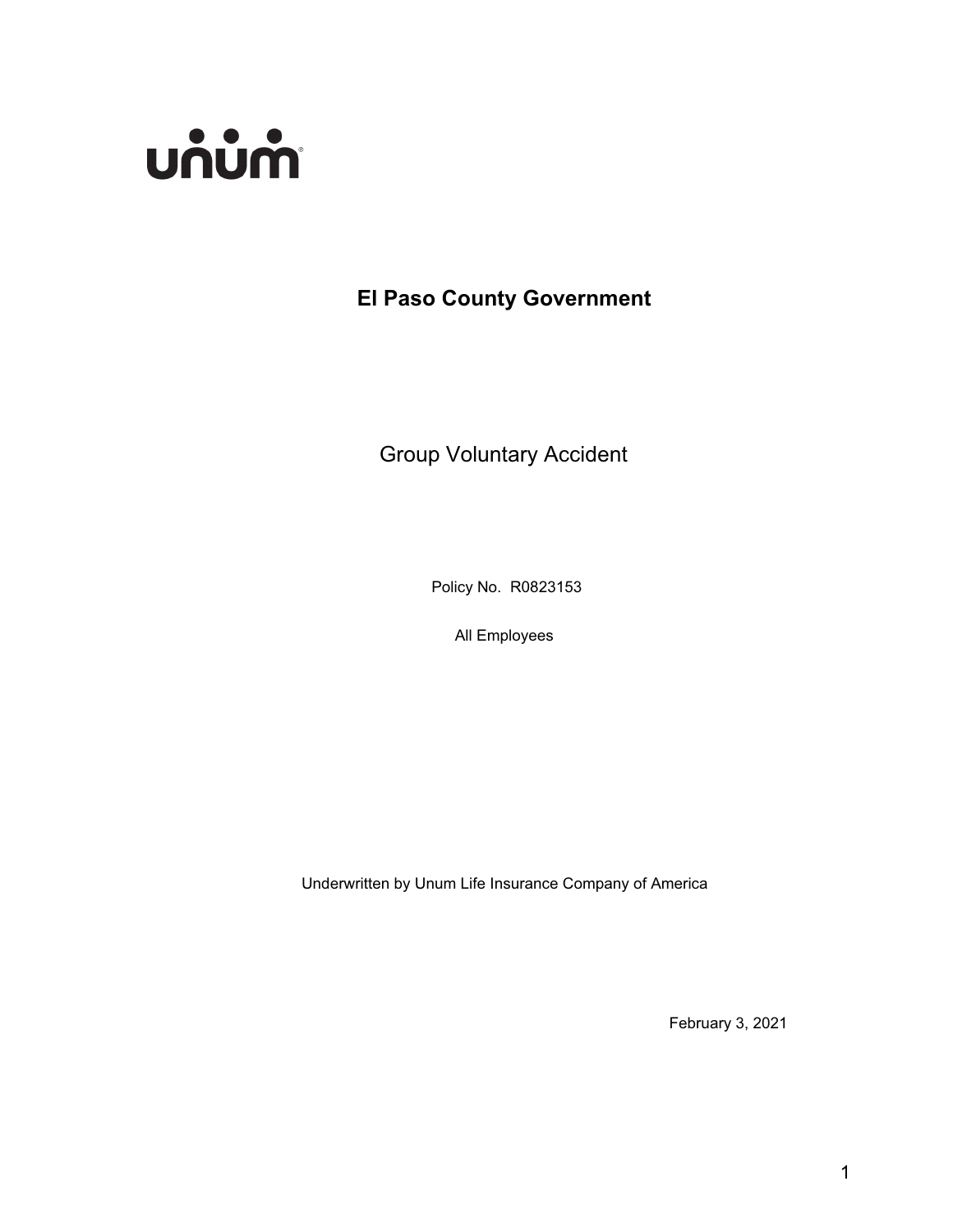unum

# El Paso County Government

## Group Voluntary Accident

Policy No. R0823153

All Employees

Underwritten by Unum Life Insurance Company of America

February 3, 2021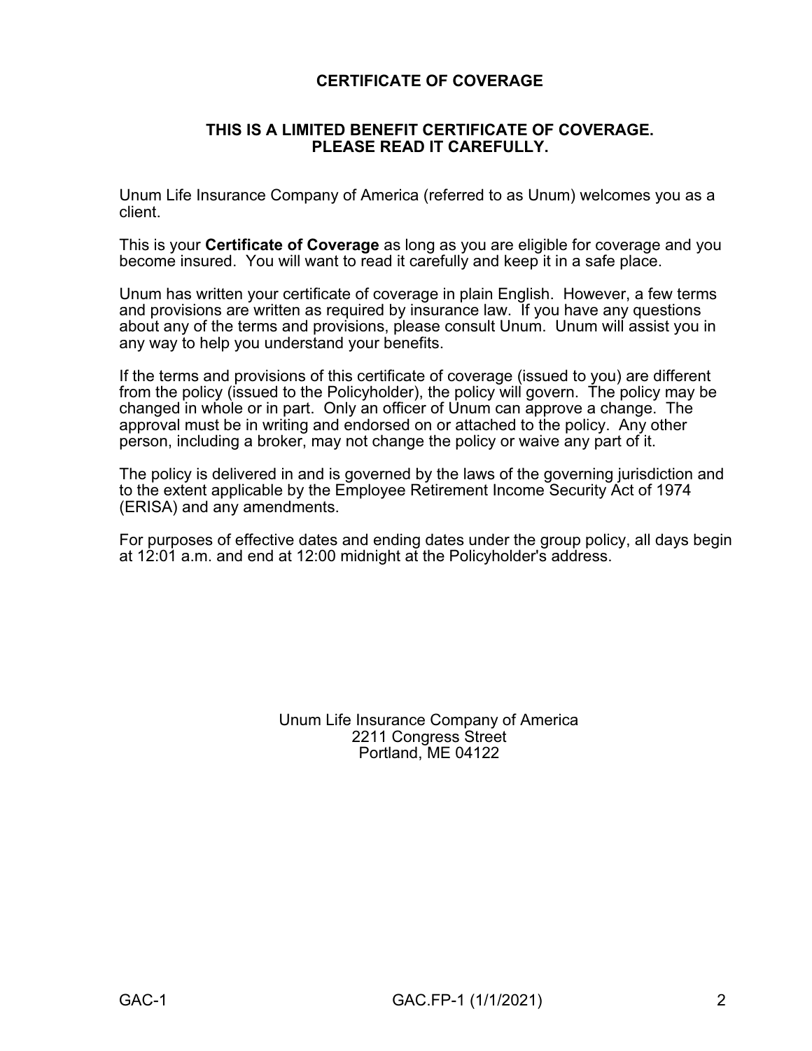# CERTIFICATE OF COVERAGE

## THIS IS A LIMITED BENEFIT CERTIFICATE OF COVERAGE. PLEASE READ IT CAREFULLY.

Unum Life Insurance Company of America (referred to as Unum) welcomes you as a client.

This is your **Certificate of Coverage** as long as you are eligible for coverage and you become insured. You will want to read it carefully and keep it in a safe place.

Unum has written your certificate of coverage in plain English. However, a few terms and provisions are written as required by insurance law. If you have any questions about any of the terms and provisions, please consult Unum. Unum will assist you in any way to help you understand your benefits.

If the terms and provisions of this certificate of coverage (issued to you) are different from the policy (issued to the Policyholder), the policy will govern. The policy may be changed in whole or in part. Only an officer of Unum can approve a change. The approval must be in writing and endorsed on or attached to the policy. Any other person, including a broker, may not change the policy or waive any part of it.

The policy is delivered in and is governed by the laws of the governing jurisdiction and to the extent applicable by the Employee Retirement Income Security Act of 1974 (ERISA) and any amendments.

For purposes of effective dates and ending dates under the group policy, all days begin at 12:01 a.m. and end at 12:00 midnight at the Policyholder's address.

Unum Life Insurance Company of America
2211 Congress Street
Portland, ME 04122

GAC-1 GAC.FP-1 (1/1/2021)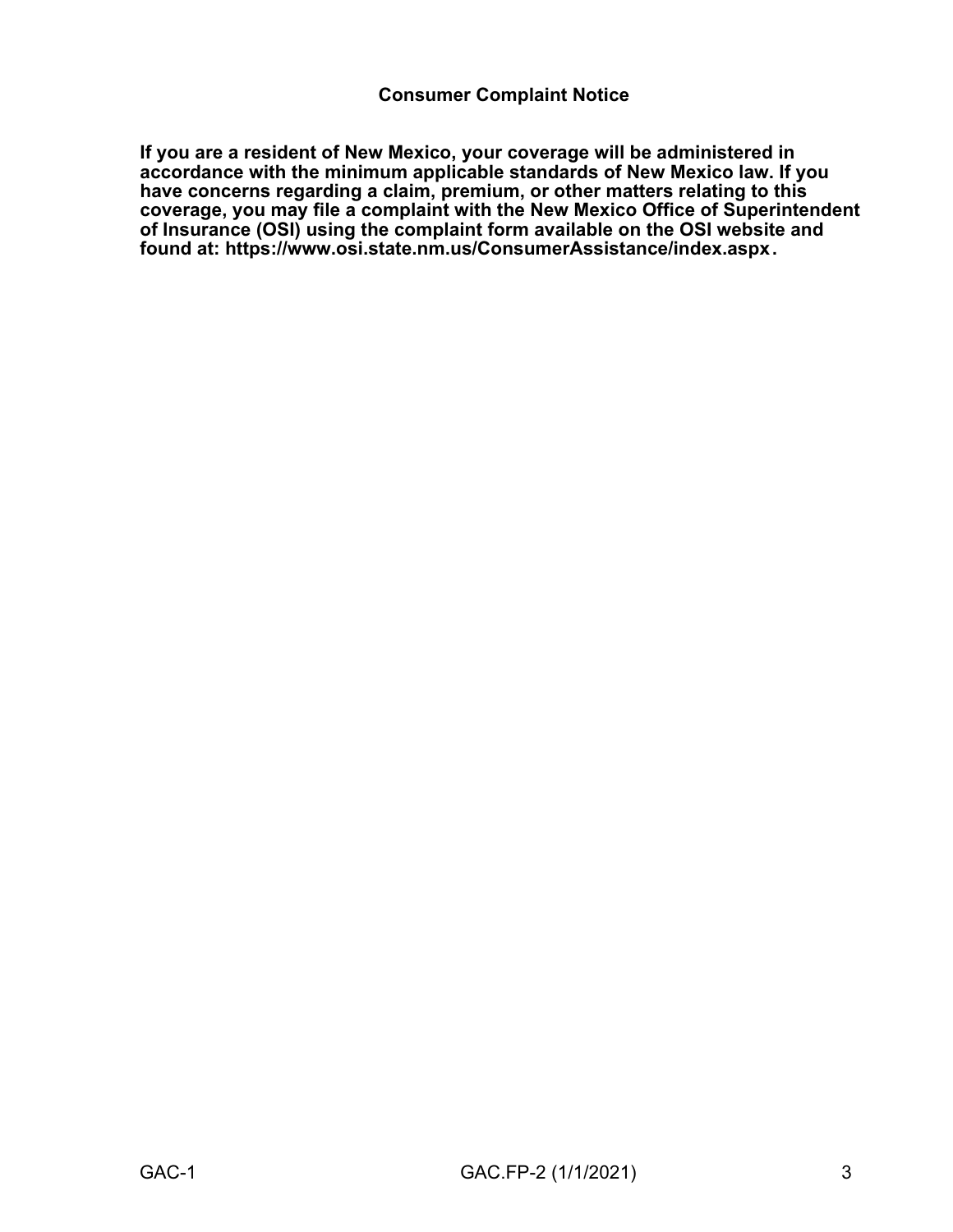## Consumer Complaint Notice

**If you are a resident of New Mexico, your coverage will be administered in accordance with the minimum applicable standards of New Mexico law. If you have concerns regarding a claim, premium, or other matters relating to this coverage, you may file a complaint with the New Mexico Office of Superintendent of Insurance (OSI) using the complaint form available on the OSI website and found at: https://www.osi.state.nm.us/ConsumerAssistance/index.aspx.**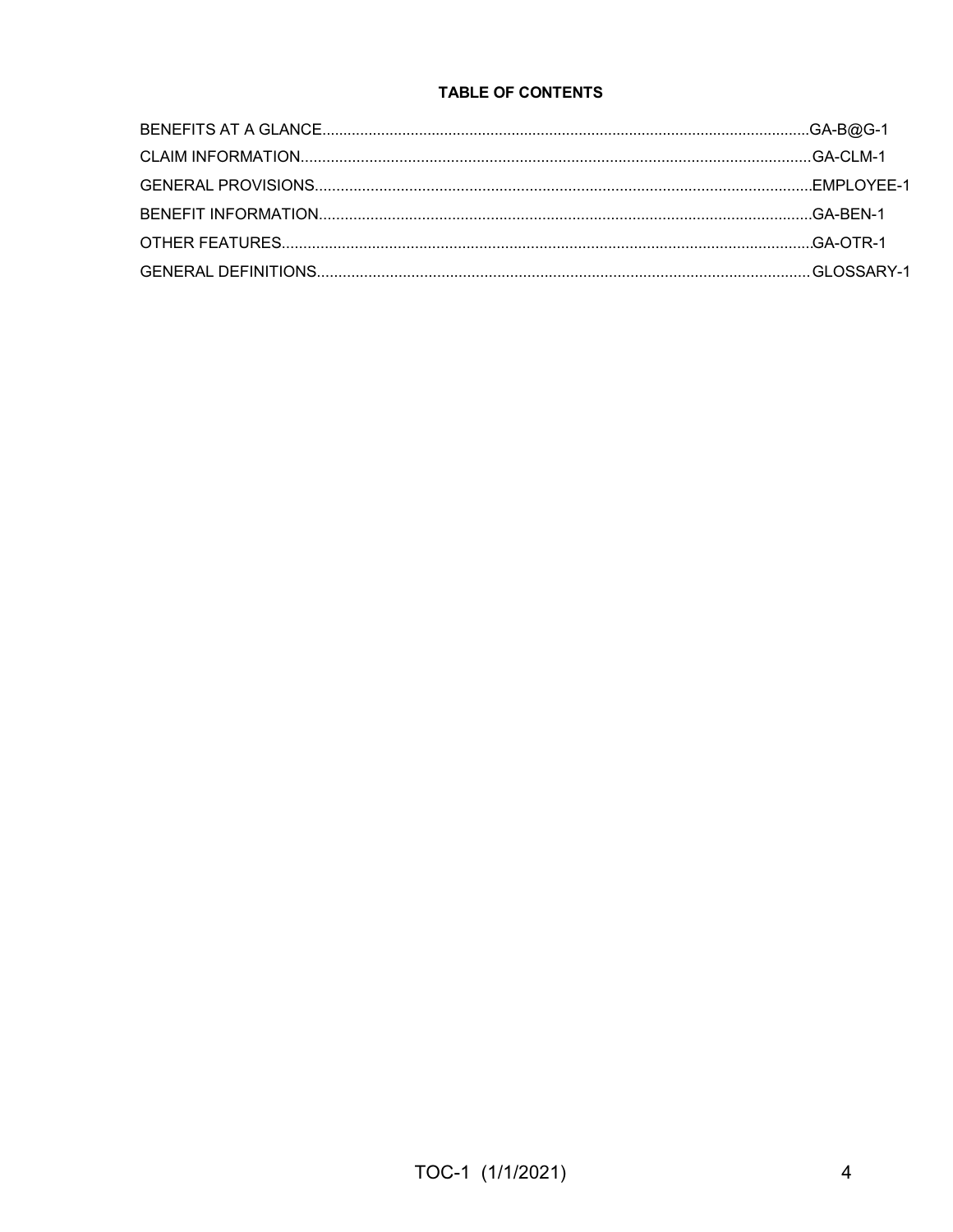**TABLE OF CONTENTS**

| | |
|---|---|
| BENEFITS AT A GLANCE | GA-B@G-1 |
| CLAIM INFORMATION | GA-CLM-1 |
| GENERAL PROVISIONS | EMPLOYEE-1 |
| BENEFIT INFORMATION | GA-BEN-1 |
| OTHER FEATURES | GA-OTR-1 |
| GENERAL DEFINITIONS | GLOSSARY-1 |

TOC-1 (1/1/2021)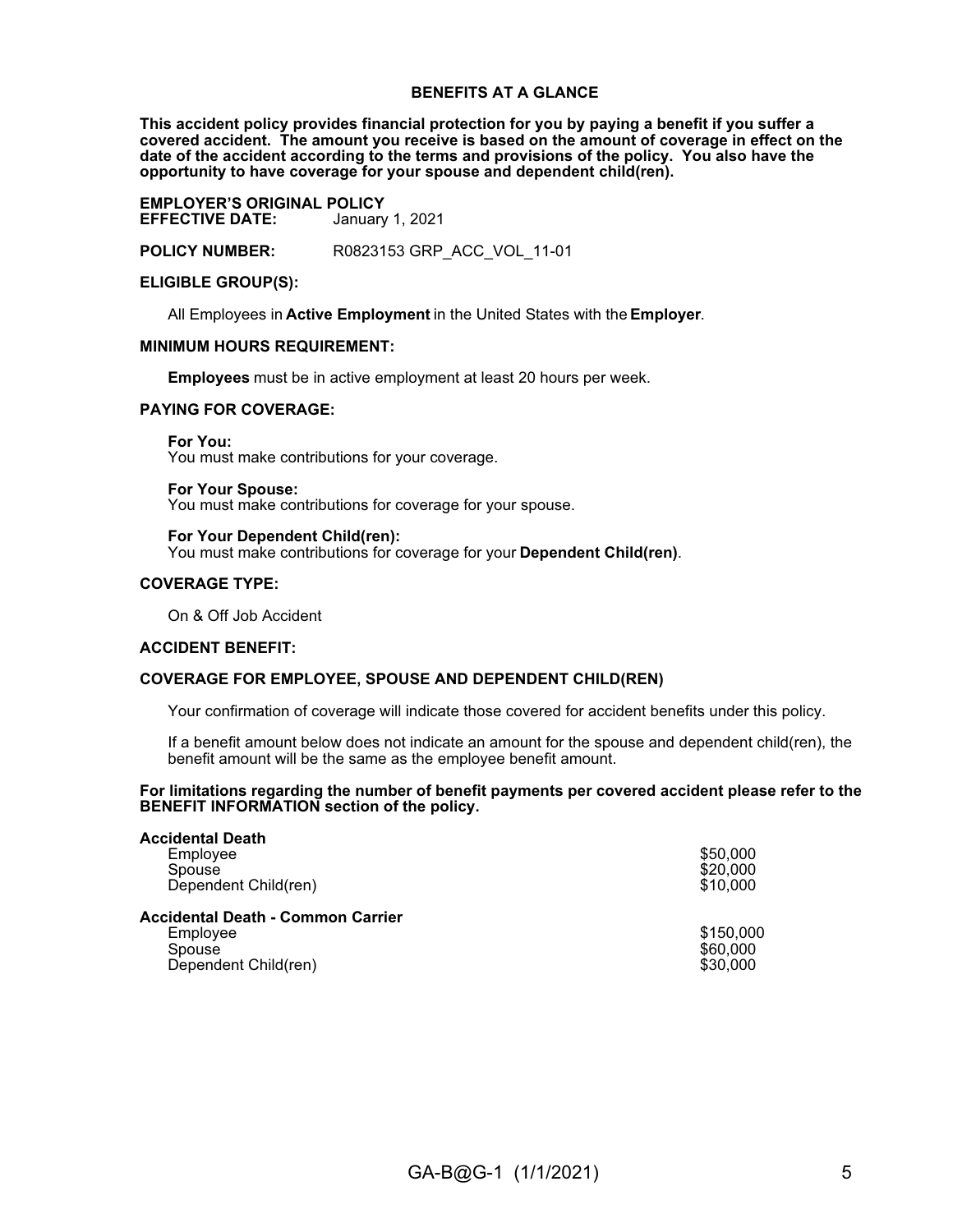## BENEFITS AT A GLANCE

**This accident policy provides financial protection for you by paying a benefit if you suffer a covered accident. The amount you receive is based on the amount of coverage in effect on the date of the accident according to the terms and provisions of the policy. You also have the opportunity to have coverage for your spouse and dependent child(ren).**

**EMPLOYER'S ORIGINAL POLICY EFFECTIVE DATE:** January 1, 2021

**POLICY NUMBER:** R0823153 GRP_ACC_VOL_11-01

**ELIGIBLE GROUP(S):**

All Employees in **Active Employment** in the United States with the **Employer**.

**MINIMUM HOURS REQUIREMENT:**

**Employees** must be in active employment at least 20 hours per week.

**PAYING FOR COVERAGE:**

**For You:**
You must make contributions for your coverage.

**For Your Spouse:**
You must make contributions for coverage for your spouse.

**For Your Dependent Child(ren):**
You must make contributions for coverage for your **Dependent Child(ren)**.

**COVERAGE TYPE:**

On & Off Job Accident

**ACCIDENT BENEFIT:**

**COVERAGE FOR EMPLOYEE, SPOUSE AND DEPENDENT CHILD(REN)**

Your confirmation of coverage will indicate those covered for accident benefits under this policy.

If a benefit amount below does not indicate an amount for the spouse and dependent child(ren), the benefit amount will be the same as the employee benefit amount.

**For limitations regarding the number of benefit payments per covered accident please refer to the BENEFIT INFORMATION section of the policy.**

| **Accidental Death** | |
|---|---|
| Employee | $50,000 |
| Spouse | $20,000 |
| Dependent Child(ren) | $10,000 |
| **Accidental Death - Common Carrier** | |
| Employee | $150,000 |
| Spouse | $60,000 |
| Dependent Child(ren) | $30,000 |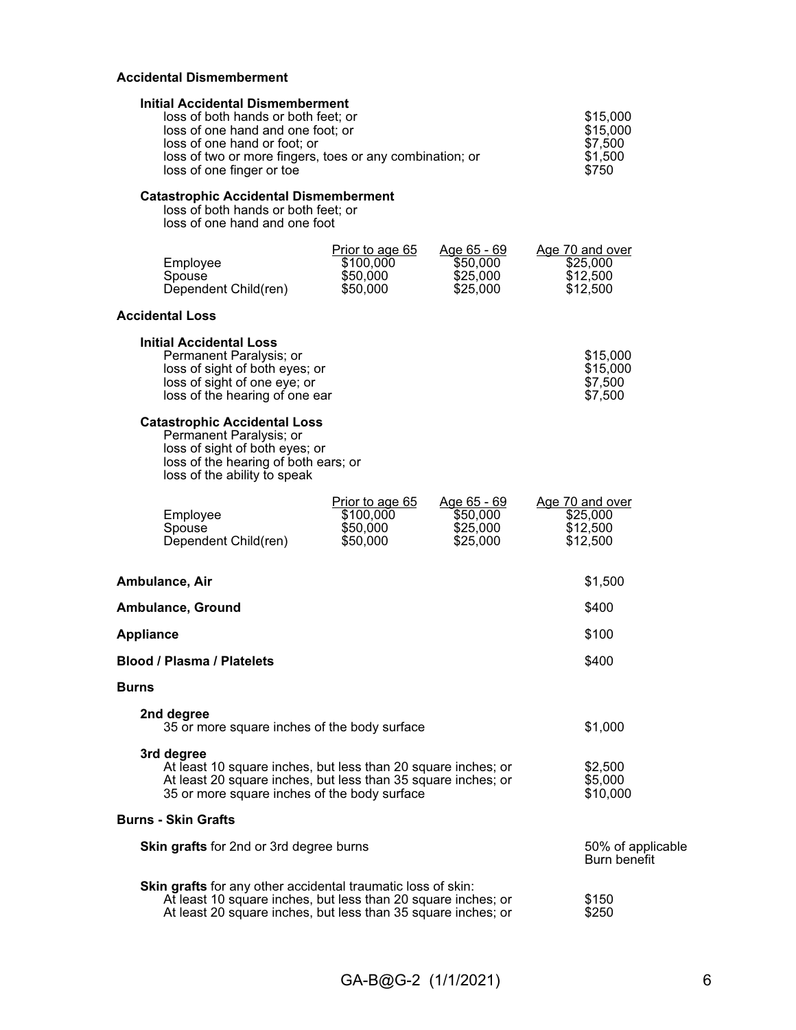### Accidental Dismemberment

**Initial Accidental Dismemberment**

| | |
|---|---|
| loss of both hands or both feet; or | $15,000 |
| loss of one hand and one foot; or | $15,000 |
| loss of one hand or foot; or | $7,500 |
| loss of two or more fingers, toes or any combination; or | $1,500 |
| loss of one finger or toe | $750 |

**Catastrophic Accidental Dismemberment**

loss of both hands or both feet; or
loss of one hand and one foot

| | Prior to age 65 | Age 65 - 69 | Age 70 and over |
|---|---|---|---|
| Employee | $100,000 | $50,000 | $25,000 |
| Spouse | $50,000 | $25,000 | $12,500 |
| Dependent Child(ren) | $50,000 | $25,000 | $12,500 |

### Accidental Loss

**Initial Accidental Loss**

| | |
|---|---|
| Permanent Paralysis; or | $15,000 |
| loss of sight of both eyes; or | $15,000 |
| loss of sight of one eye; or | $7,500 |
| loss of the hearing of one ear | $7,500 |

**Catastrophic Accidental Loss**

Permanent Paralysis; or
loss of sight of both eyes; or
loss of the hearing of both ears; or
loss of the ability to speak

| | Prior to age 65 | Age 65 - 69 | Age 70 and over |
|---|---|---|---|
| Employee | $100,000 | $50,000 | $25,000 |
| Spouse | $50,000 | $25,000 | $12,500 |
| Dependent Child(ren) | $50,000 | $25,000 | $12,500 |

| | |
|---|---|
| **Ambulance, Air** | $1,500 |
| **Ambulance, Ground** | $400 |
| **Appliance** | $100 |
| **Blood / Plasma / Platelets** | $400 |

### Burns

**2nd degree**

| | |
|---|---|
| 35 or more square inches of the body surface | $1,000 |

**3rd degree**

| | |
|---|---|
| At least 10 square inches, but less than 20 square inches; or | $2,500 |
| At least 20 square inches, but less than 35 square inches; or | $5,000 |
| 35 or more square inches of the body surface | $10,000 |

### Burns - Skin Grafts

| | |
|---|---|
| **Skin grafts** for 2nd or 3rd degree burns | 50% of applicable Burn benefit |

**Skin grafts** for any other accidental traumatic loss of skin:

| | |
|---|---|
| At least 10 square inches, but less than 20 square inches; or | $150 |
| At least 20 square inches, but less than 35 square inches; or | $250 |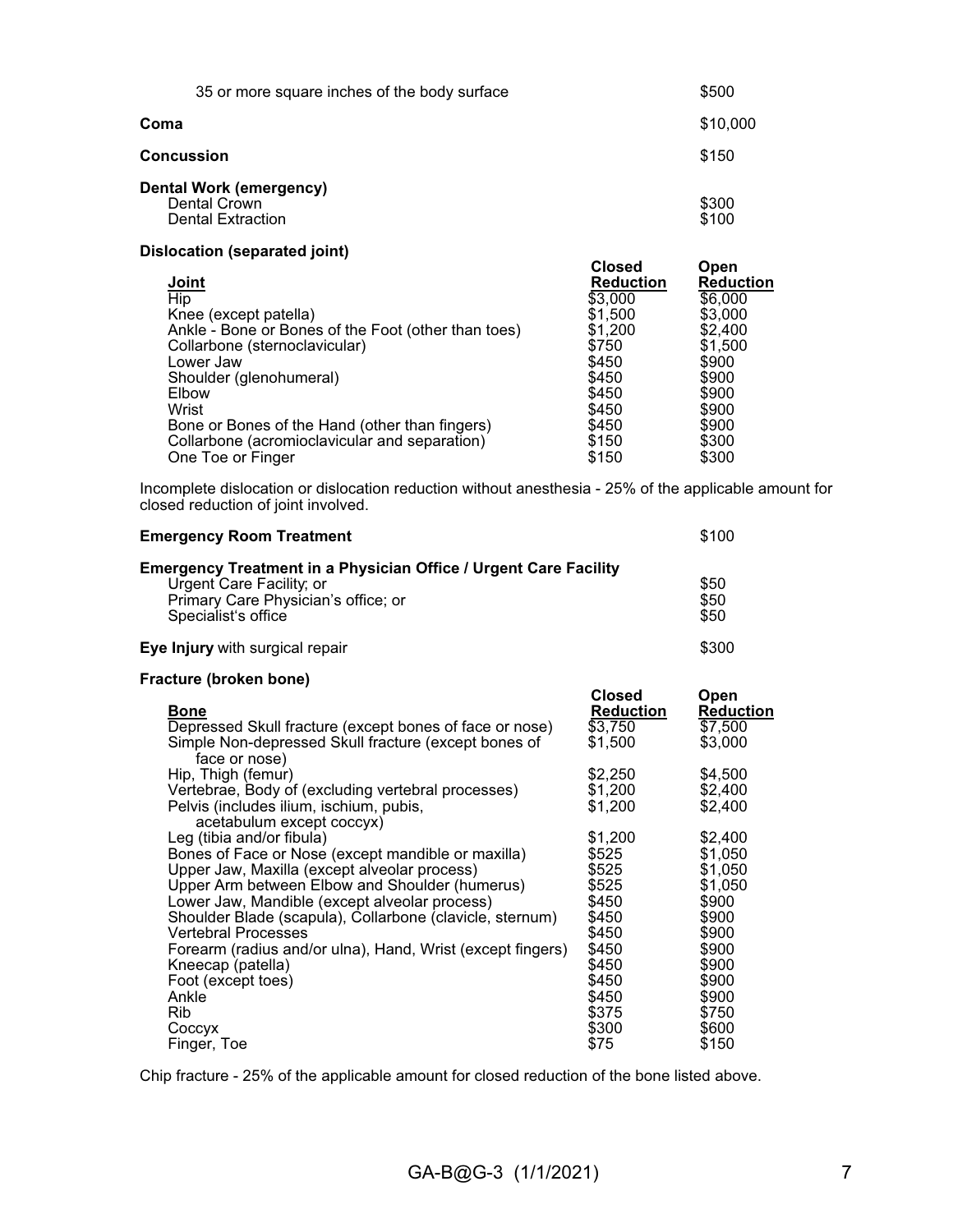35 or more square inches of the body surface $500

**Coma** $10,000

**Concussion** $150

**Dental Work (emergency)**
Dental Crown $300
Dental Extraction $100

**Dislocation (separated joint)**

| Joint | Closed Reduction | Open Reduction |
|---|---|---|
| Hip | $3,000 | $6,000 |
| Knee (except patella) | $1,500 | $3,000 |
| Ankle - Bone or Bones of the Foot (other than toes) | $1,200 | $2,400 |
| Collarbone (sternoclavicular) | $750 | $1,500 |
| Lower Jaw | $450 | $900 |
| Shoulder (glenohumeral) | $450 | $900 |
| Elbow | $450 | $900 |
| Wrist | $450 | $900 |
| Bone or Bones of the Hand (other than fingers) | $450 | $900 |
| Collarbone (acromioclavicular and separation) | $150 | $300 |
| One Toe or Finger | $150 | $300 |

Incomplete dislocation or dislocation reduction without anesthesia - 25% of the applicable amount for closed reduction of joint involved.

**Emergency Room Treatment** $100

**Emergency Treatment in a Physician Office / Urgent Care Facility**
Urgent Care Facility; or $50
Primary Care Physician's office; or $50
Specialist's office $50

**Eye Injury** with surgical repair $300

**Fracture (broken bone)**

| Bone | Closed Reduction | Open Reduction |
|---|---|---|
| Depressed Skull fracture (except bones of face or nose) | $3,750 | $7,500 |
| Simple Non-depressed Skull fracture (except bones of face or nose) | $1,500 | $3,000 |
| Hip, Thigh (femur) | $2,250 | $4,500 |
| Vertebrae, Body of (excluding vertebral processes) | $1,200 | $2,400 |
| Pelvis (includes ilium, ischium, pubis, acetabulum except coccyx) | $1,200 | $2,400 |
| Leg (tibia and/or fibula) | $1,200 | $2,400 |
| Bones of Face or Nose (except mandible or maxilla) | $525 | $1,050 |
| Upper Jaw, Maxilla (except alveolar process) | $525 | $1,050 |
| Upper Arm between Elbow and Shoulder (humerus) | $525 | $1,050 |
| Lower Jaw, Mandible (except alveolar process) | $450 | $900 |
| Shoulder Blade (scapula), Collarbone (clavicle, sternum) | $450 | $900 |
| Vertebral Processes | $450 | $900 |
| Forearm (radius and/or ulna), Hand, Wrist (except fingers) | $450 | $900 |
| Kneecap (patella) | $450 | $900 |
| Foot (except toes) | $450 | $900 |
| Ankle | $450 | $900 |
| Rib | $375 | $750 |
| Coccyx | $300 | $600 |
| Finger, Toe | $75 | $150 |

Chip fracture - 25% of the applicable amount for closed reduction of the bone listed above.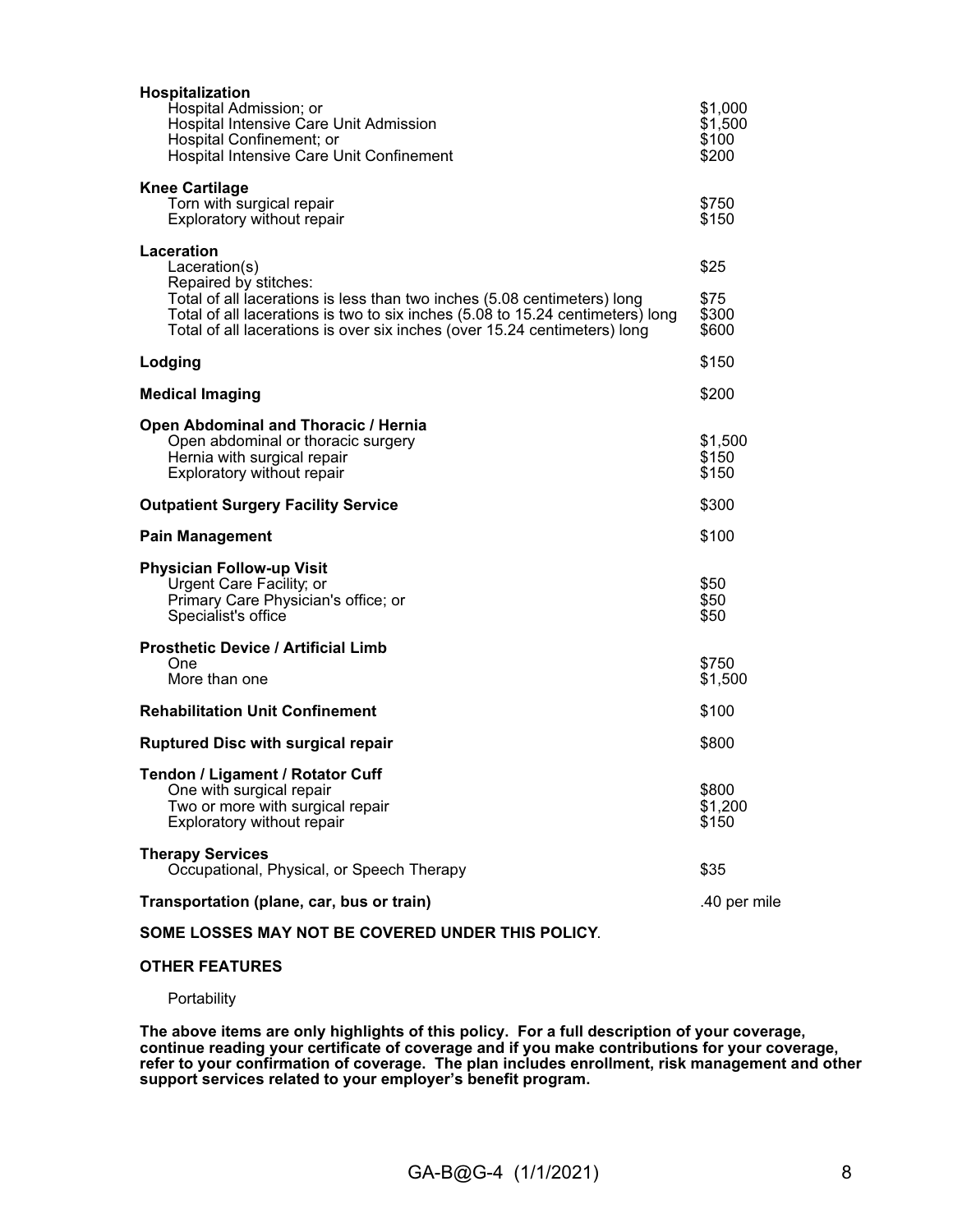| | |
|---|---|
| **Hospitalization** | |
| Hospital Admission; or | $1,000 |
| Hospital Intensive Care Unit Admission | $1,500 |
| Hospital Confinement; or | $100 |
| Hospital Intensive Care Unit Confinement | $200 |
| **Knee Cartilage** | |
| Torn with surgical repair | $750 |
| Exploratory without repair | $150 |
| **Laceration** | |
| Laceration(s) | $25 |
| Repaired by stitches: | |
| Total of all lacerations is less than two inches (5.08 centimeters) long | $75 |
| Total of all lacerations is two to six inches (5.08 to 15.24 centimeters) long | $300 |
| Total of all lacerations is over six inches (over 15.24 centimeters) long | $600 |
| **Lodging** | $150 |
| **Medical Imaging** | $200 |
| **Open Abdominal and Thoracic / Hernia** | |
| Open abdominal or thoracic surgery | $1,500 |
| Hernia with surgical repair | $150 |
| Exploratory without repair | $150 |
| **Outpatient Surgery Facility Service** | $300 |
| **Pain Management** | $100 |
| **Physician Follow-up Visit** | |
| Urgent Care Facility; or | $50 |
| Primary Care Physician's office; or | $50 |
| Specialist's office | $50 |
| **Prosthetic Device / Artificial Limb** | |
| One | $750 |
| More than one | $1,500 |
| **Rehabilitation Unit Confinement** | $100 |
| **Ruptured Disc with surgical repair** | $800 |
| **Tendon / Ligament / Rotator Cuff** | |
| One with surgical repair | $800 |
| Two or more with surgical repair | $1,200 |
| Exploratory without repair | $150 |
| **Therapy Services** | |
| Occupational, Physical, or Speech Therapy | $35 |
| **Transportation (plane, car, bus or train)** | .40 per mile |

**SOME LOSSES MAY NOT BE COVERED UNDER THIS POLICY**.

**OTHER FEATURES**

Portability

**The above items are only highlights of this policy. For a full description of your coverage, continue reading your certificate of coverage and if you make contributions for your coverage, refer to your confirmation of coverage. The plan includes enrollment, risk management and other support services related to your employer's benefit program.**

GA-B@G-4 (1/1/2021)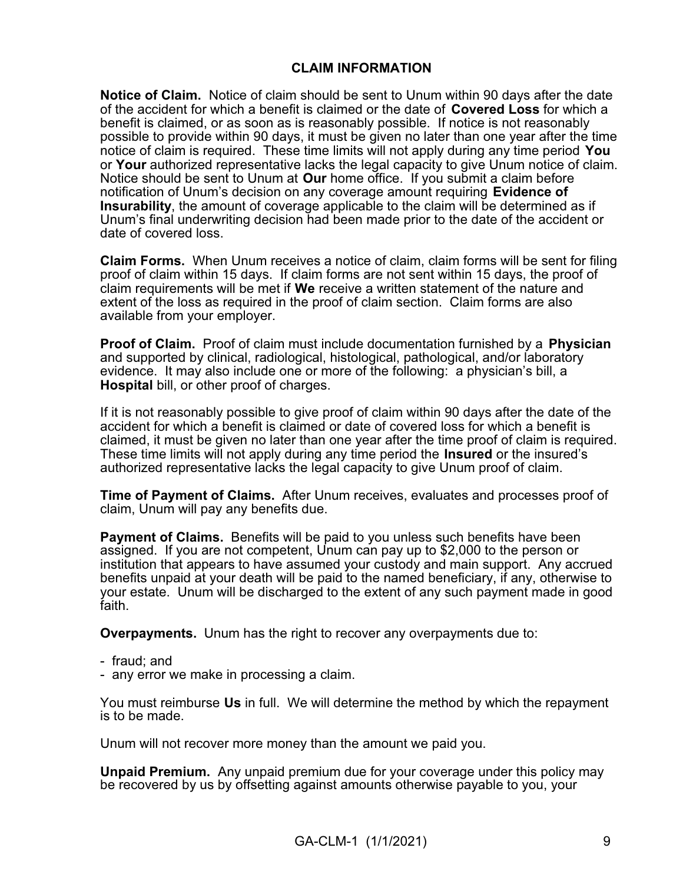## CLAIM INFORMATION

**Notice of Claim.** Notice of claim should be sent to Unum within 90 days after the date of the accident for which a benefit is claimed or the date of **Covered Loss** for which a benefit is claimed, or as soon as is reasonably possible. If notice is not reasonably possible to provide within 90 days, it must be given no later than one year after the time notice of claim is required. These time limits will not apply during any time period **You** or **Your** authorized representative lacks the legal capacity to give Unum notice of claim. Notice should be sent to Unum at **Our** home office. If you submit a claim before notification of Unum's decision on any coverage amount requiring **Evidence of Insurability**, the amount of coverage applicable to the claim will be determined as if Unum's final underwriting decision had been made prior to the date of the accident or date of covered loss.

**Claim Forms.** When Unum receives a notice of claim, claim forms will be sent for filing proof of claim within 15 days. If claim forms are not sent within 15 days, the proof of claim requirements will be met if **We** receive a written statement of the nature and extent of the loss as required in the proof of claim section. Claim forms are also available from your employer.

**Proof of Claim.** Proof of claim must include documentation furnished by a **Physician** and supported by clinical, radiological, histological, pathological, and/or laboratory evidence. It may also include one or more of the following: a physician's bill, a **Hospital** bill, or other proof of charges.

If it is not reasonably possible to give proof of claim within 90 days after the date of the accident for which a benefit is claimed or date of covered loss for which a benefit is claimed, it must be given no later than one year after the time proof of claim is required. These time limits will not apply during any time period the **Insured** or the insured's authorized representative lacks the legal capacity to give Unum proof of claim.

**Time of Payment of Claims.** After Unum receives, evaluates and processes proof of claim, Unum will pay any benefits due.

**Payment of Claims.** Benefits will be paid to you unless such benefits have been assigned. If you are not competent, Unum can pay up to $2,000 to the person or institution that appears to have assumed your custody and main support. Any accrued benefits unpaid at your death will be paid to the named beneficiary, if any, otherwise to your estate. Unum will be discharged to the extent of any such payment made in good faith.

**Overpayments.** Unum has the right to recover any overpayments due to:

- fraud; and
- any error we make in processing a claim.

You must reimburse **Us** in full. We will determine the method by which the repayment is to be made.

Unum will not recover more money than the amount we paid you.

**Unpaid Premium.** Any unpaid premium due for your coverage under this policy may be recovered by us by offsetting against amounts otherwise payable to you, your

GA-CLM-1 (1/1/2021)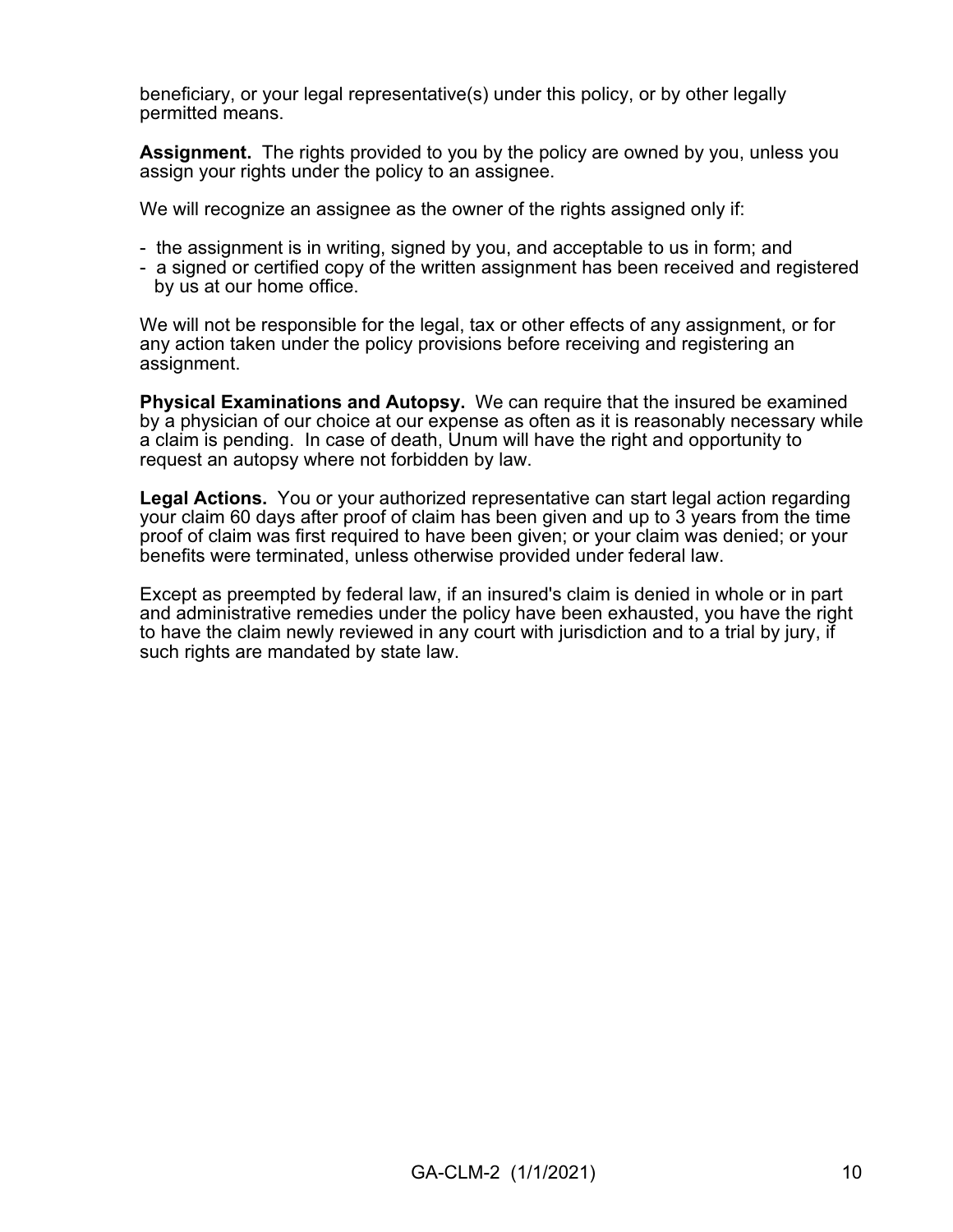beneficiary, or your legal representative(s) under this policy, or by other legally permitted means.

**Assignment.** The rights provided to you by the policy are owned by you, unless you assign your rights under the policy to an assignee.

We will recognize an assignee as the owner of the rights assigned only if:

- the assignment is in writing, signed by you, and acceptable to us in form; and
- a signed or certified copy of the written assignment has been received and registered by us at our home office.

We will not be responsible for the legal, tax or other effects of any assignment, or for any action taken under the policy provisions before receiving and registering an assignment.

**Physical Examinations and Autopsy.** We can require that the insured be examined by a physician of our choice at our expense as often as it is reasonably necessary while a claim is pending. In case of death, Unum will have the right and opportunity to request an autopsy where not forbidden by law.

**Legal Actions.** You or your authorized representative can start legal action regarding your claim 60 days after proof of claim has been given and up to 3 years from the time proof of claim was first required to have been given; or your claim was denied; or your benefits were terminated, unless otherwise provided under federal law.

Except as preempted by federal law, if an insured's claim is denied in whole or in part and administrative remedies under the policy have been exhausted, you have the right to have the claim newly reviewed in any court with jurisdiction and to a trial by jury, if such rights are mandated by state law.

GA-CLM-2 (1/1/2021)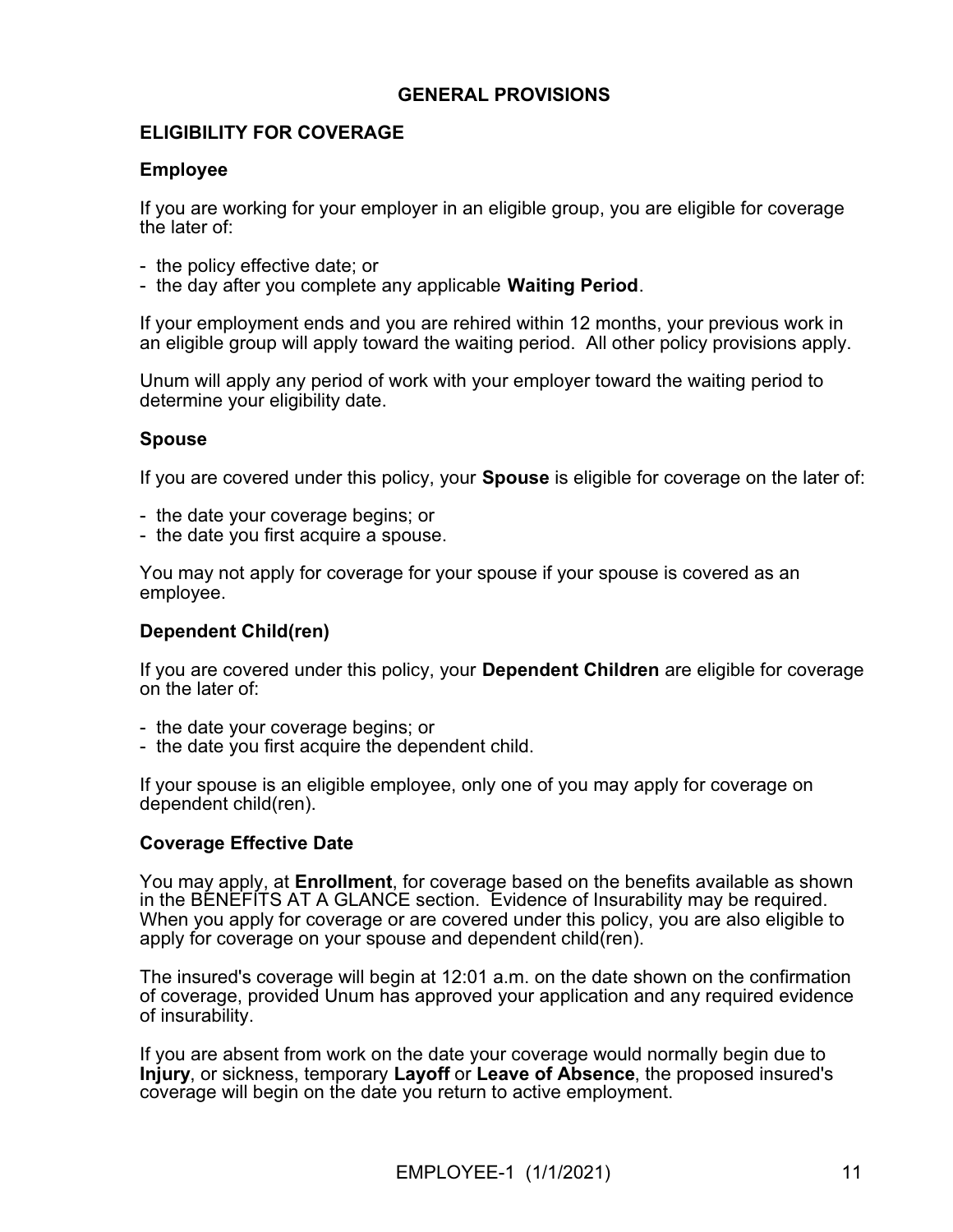## GENERAL PROVISIONS

### ELIGIBILITY FOR COVERAGE

#### Employee

If you are working for your employer in an eligible group, you are eligible for coverage the later of:

- the policy effective date; or
- the day after you complete any applicable **Waiting Period**.

If your employment ends and you are rehired within 12 months, your previous work in an eligible group will apply toward the waiting period. All other policy provisions apply.

Unum will apply any period of work with your employer toward the waiting period to determine your eligibility date.

#### Spouse

If you are covered under this policy, your **Spouse** is eligible for coverage on the later of:

- the date your coverage begins; or
- the date you first acquire a spouse.

You may not apply for coverage for your spouse if your spouse is covered as an employee.

#### Dependent Child(ren)

If you are covered under this policy, your **Dependent Children** are eligible for coverage on the later of:

- the date your coverage begins; or
- the date you first acquire the dependent child.

If your spouse is an eligible employee, only one of you may apply for coverage on dependent child(ren).

#### Coverage Effective Date

You may apply, at **Enrollment**, for coverage based on the benefits available as shown in the BENEFITS AT A GLANCE section. Evidence of Insurability may be required. When you apply for coverage or are covered under this policy, you are also eligible to apply for coverage on your spouse and dependent child(ren).

The insured's coverage will begin at 12:01 a.m. on the date shown on the confirmation of coverage, provided Unum has approved your application and any required evidence of insurability.

If you are absent from work on the date your coverage would normally begin due to **Injury**, or sickness, temporary **Layoff** or **Leave of Absence**, the proposed insured's coverage will begin on the date you return to active employment.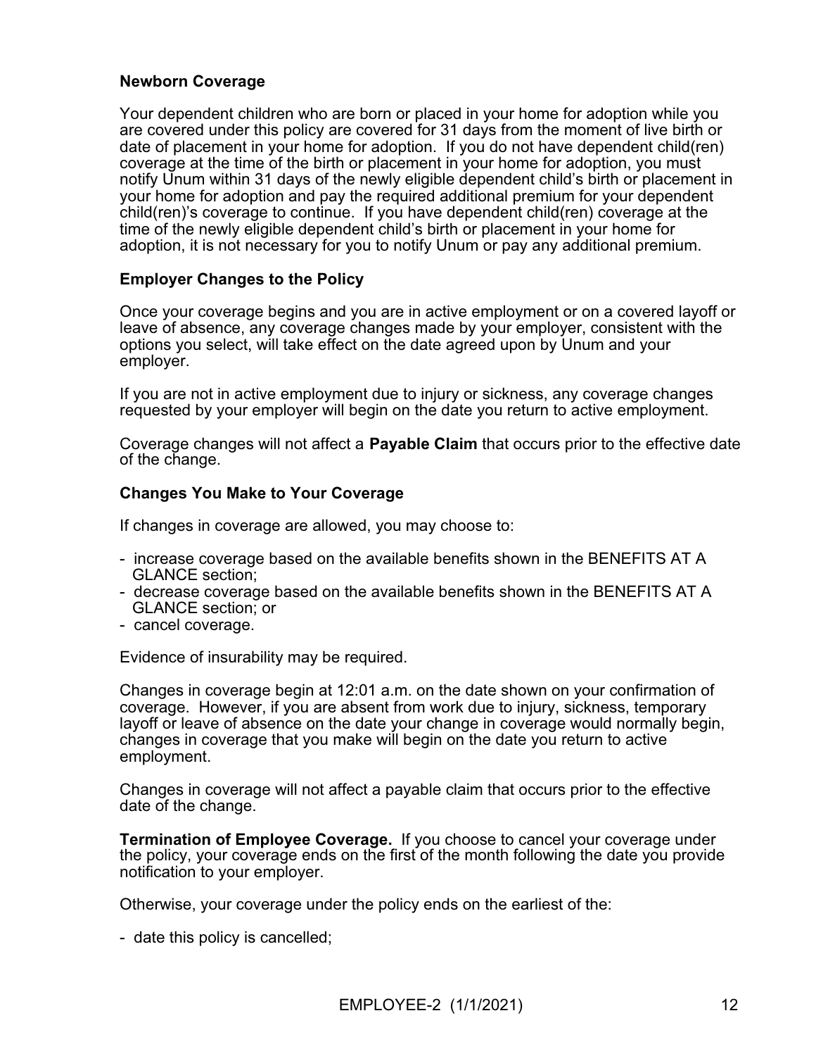**Newborn Coverage**

Your dependent children who are born or placed in your home for adoption while you are covered under this policy are covered for 31 days from the moment of live birth or date of placement in your home for adoption. If you do not have dependent child(ren) coverage at the time of the birth or placement in your home for adoption, you must notify Unum within 31 days of the newly eligible dependent child's birth or placement in your home for adoption and pay the required additional premium for your dependent child(ren)'s coverage to continue. If you have dependent child(ren) coverage at the time of the newly eligible dependent child's birth or placement in your home for adoption, it is not necessary for you to notify Unum or pay any additional premium.

**Employer Changes to the Policy**

Once your coverage begins and you are in active employment or on a covered layoff or leave of absence, any coverage changes made by your employer, consistent with the options you select, will take effect on the date agreed upon by Unum and your employer.

If you are not in active employment due to injury or sickness, any coverage changes requested by your employer will begin on the date you return to active employment.

Coverage changes will not affect a **Payable Claim** that occurs prior to the effective date of the change.

**Changes You Make to Your Coverage**

If changes in coverage are allowed, you may choose to:

- increase coverage based on the available benefits shown in the BENEFITS AT A GLANCE section;
- decrease coverage based on the available benefits shown in the BENEFITS AT A GLANCE section; or
- cancel coverage.

Evidence of insurability may be required.

Changes in coverage begin at 12:01 a.m. on the date shown on your confirmation of coverage. However, if you are absent from work due to injury, sickness, temporary layoff or leave of absence on the date your change in coverage would normally begin, changes in coverage that you make will begin on the date you return to active employment.

Changes in coverage will not affect a payable claim that occurs prior to the effective date of the change.

**Termination of Employee Coverage.** If you choose to cancel your coverage under the policy, your coverage ends on the first of the month following the date you provide notification to your employer.

Otherwise, your coverage under the policy ends on the earliest of the:

- date this policy is cancelled;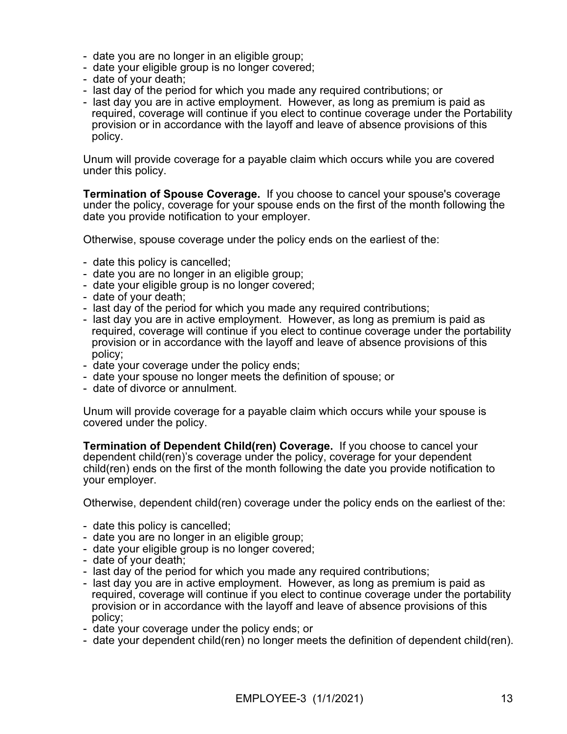- date you are no longer in an eligible group;
- date your eligible group is no longer covered;
- date of your death;
- last day of the period for which you made any required contributions; or
- last day you are in active employment. However, as long as premium is paid as required, coverage will continue if you elect to continue coverage under the Portability provision or in accordance with the layoff and leave of absence provisions of this policy.

Unum will provide coverage for a payable claim which occurs while you are covered under this policy.

**Termination of Spouse Coverage.** If you choose to cancel your spouse's coverage under the policy, coverage for your spouse ends on the first of the month following the date you provide notification to your employer.

Otherwise, spouse coverage under the policy ends on the earliest of the:

- date this policy is cancelled;
- date you are no longer in an eligible group;
- date your eligible group is no longer covered;
- date of your death;
- last day of the period for which you made any required contributions;
- last day you are in active employment. However, as long as premium is paid as required, coverage will continue if you elect to continue coverage under the portability provision or in accordance with the layoff and leave of absence provisions of this policy;
- date your coverage under the policy ends;
- date your spouse no longer meets the definition of spouse; or
- date of divorce or annulment.

Unum will provide coverage for a payable claim which occurs while your spouse is covered under the policy.

**Termination of Dependent Child(ren) Coverage.** If you choose to cancel your dependent child(ren)'s coverage under the policy, coverage for your dependent child(ren) ends on the first of the month following the date you provide notification to your employer.

Otherwise, dependent child(ren) coverage under the policy ends on the earliest of the:

- date this policy is cancelled;
- date you are no longer in an eligible group;
- date your eligible group is no longer covered;
- date of your death;
- last day of the period for which you made any required contributions;
- last day you are in active employment. However, as long as premium is paid as required, coverage will continue if you elect to continue coverage under the portability provision or in accordance with the layoff and leave of absence provisions of this policy;
- date your coverage under the policy ends; or
- date your dependent child(ren) no longer meets the definition of dependent child(ren).

EMPLOYEE-3 (1/1/2021)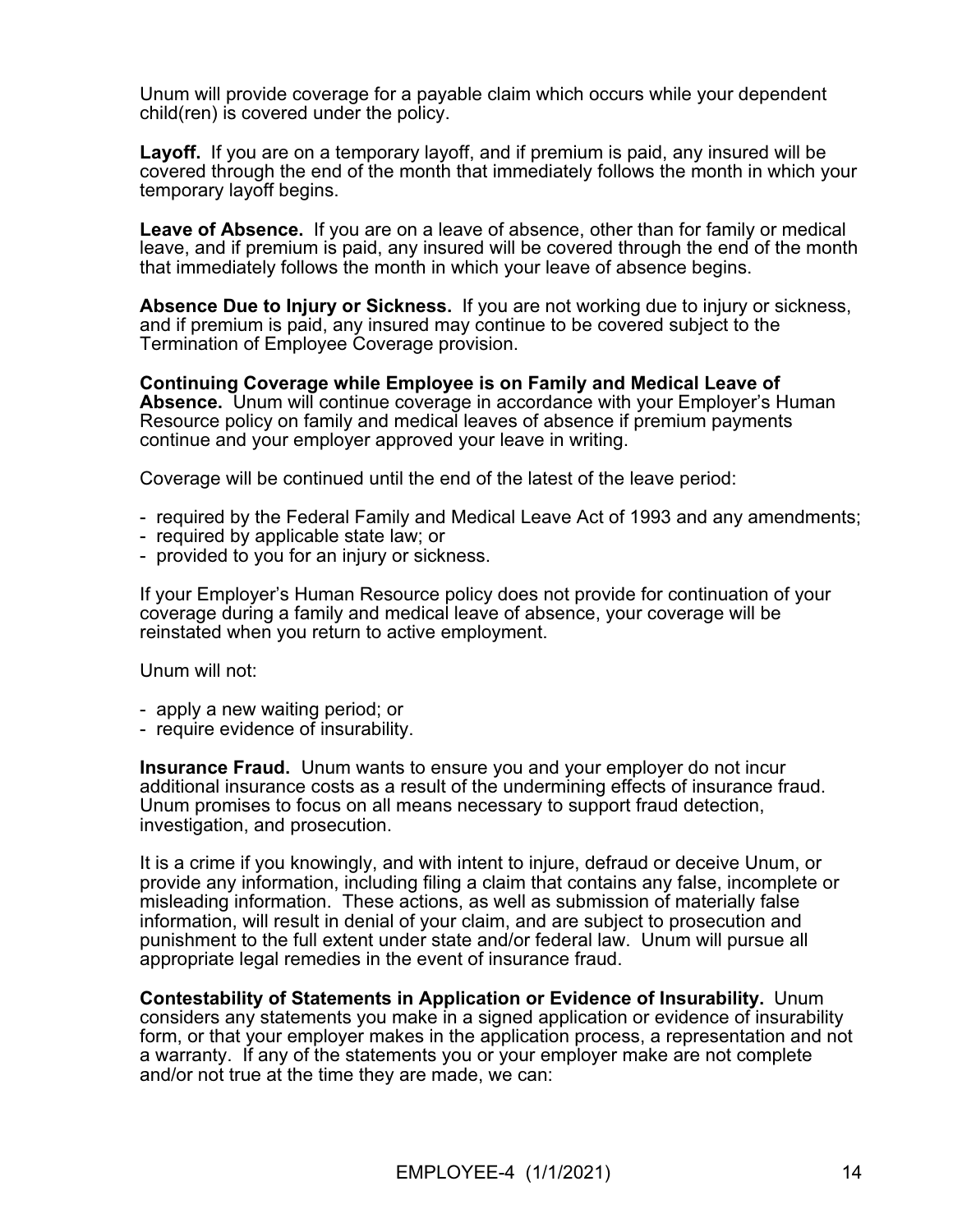Unum will provide coverage for a payable claim which occurs while your dependent child(ren) is covered under the policy.

**Layoff.** If you are on a temporary layoff, and if premium is paid, any insured will be covered through the end of the month that immediately follows the month in which your temporary layoff begins.

**Leave of Absence.** If you are on a leave of absence, other than for family or medical leave, and if premium is paid, any insured will be covered through the end of the month that immediately follows the month in which your leave of absence begins.

**Absence Due to Injury or Sickness.** If you are not working due to injury or sickness, and if premium is paid, any insured may continue to be covered subject to the Termination of Employee Coverage provision.

**Continuing Coverage while Employee is on Family and Medical Leave of Absence.** Unum will continue coverage in accordance with your Employer's Human Resource policy on family and medical leaves of absence if premium payments continue and your employer approved your leave in writing.

Coverage will be continued until the end of the latest of the leave period:

- required by the Federal Family and Medical Leave Act of 1993 and any amendments;
- required by applicable state law; or
- provided to you for an injury or sickness.

If your Employer's Human Resource policy does not provide for continuation of your coverage during a family and medical leave of absence, your coverage will be reinstated when you return to active employment.

Unum will not:

- apply a new waiting period; or
- require evidence of insurability.

**Insurance Fraud.** Unum wants to ensure you and your employer do not incur additional insurance costs as a result of the undermining effects of insurance fraud. Unum promises to focus on all means necessary to support fraud detection, investigation, and prosecution.

It is a crime if you knowingly, and with intent to injure, defraud or deceive Unum, or provide any information, including filing a claim that contains any false, incomplete or misleading information. These actions, as well as submission of materially false information, will result in denial of your claim, and are subject to prosecution and punishment to the full extent under state and/or federal law. Unum will pursue all appropriate legal remedies in the event of insurance fraud.

**Contestability of Statements in Application or Evidence of Insurability.** Unum considers any statements you make in a signed application or evidence of insurability form, or that your employer makes in the application process, a representation and not a warranty. If any of the statements you or your employer make are not complete and/or not true at the time they are made, we can:

EMPLOYEE-4 (1/1/2021)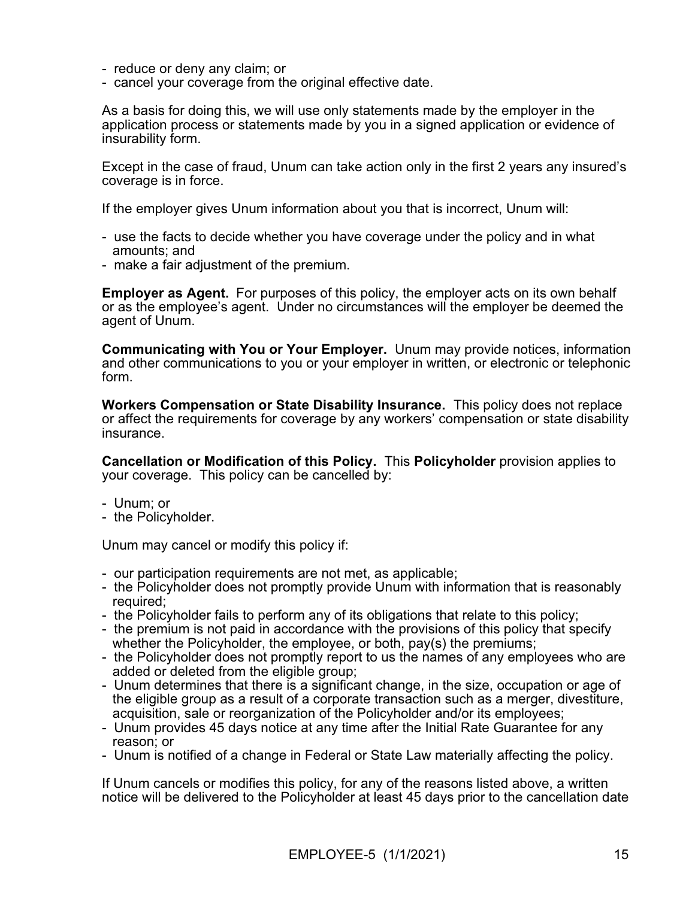- reduce or deny any claim; or
- cancel your coverage from the original effective date.

As a basis for doing this, we will use only statements made by the employer in the application process or statements made by you in a signed application or evidence of insurability form.

Except in the case of fraud, Unum can take action only in the first 2 years any insured's coverage is in force.

If the employer gives Unum information about you that is incorrect, Unum will:

- use the facts to decide whether you have coverage under the policy and in what amounts; and
- make a fair adjustment of the premium.

**Employer as Agent.** For purposes of this policy, the employer acts on its own behalf or as the employee's agent. Under no circumstances will the employer be deemed the agent of Unum.

**Communicating with You or Your Employer.** Unum may provide notices, information and other communications to you or your employer in written, or electronic or telephonic form.

**Workers Compensation or State Disability Insurance.** This policy does not replace or affect the requirements for coverage by any workers' compensation or state disability insurance.

**Cancellation or Modification of this Policy.** This **Policyholder** provision applies to your coverage. This policy can be cancelled by:

- Unum; or
- the Policyholder.

Unum may cancel or modify this policy if:

- our participation requirements are not met, as applicable;
- the Policyholder does not promptly provide Unum with information that is reasonably required;
- the Policyholder fails to perform any of its obligations that relate to this policy;
- the premium is not paid in accordance with the provisions of this policy that specify whether the Policyholder, the employee, or both, pay(s) the premiums;
- the Policyholder does not promptly report to us the names of any employees who are added or deleted from the eligible group;
- Unum determines that there is a significant change, in the size, occupation or age of the eligible group as a result of a corporate transaction such as a merger, divestiture, acquisition, sale or reorganization of the Policyholder and/or its employees;
- Unum provides 45 days notice at any time after the Initial Rate Guarantee for any reason; or
- Unum is notified of a change in Federal or State Law materially affecting the policy.

If Unum cancels or modifies this policy, for any of the reasons listed above, a written notice will be delivered to the Policyholder at least 45 days prior to the cancellation date

EMPLOYEE-5 (1/1/2021)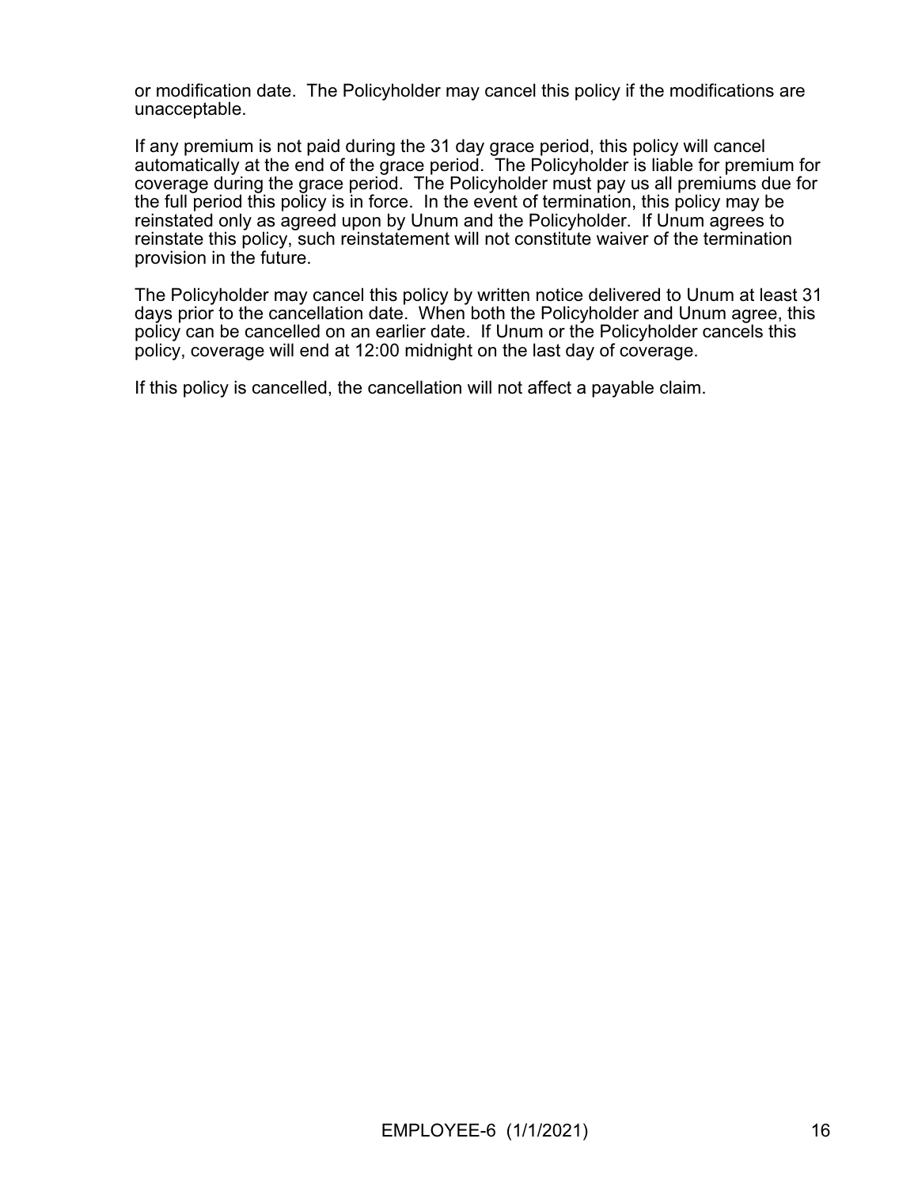or modification date. The Policyholder may cancel this policy if the modifications are unacceptable.

If any premium is not paid during the 31 day grace period, this policy will cancel automatically at the end of the grace period. The Policyholder is liable for premium for coverage during the grace period. The Policyholder must pay us all premiums due for the full period this policy is in force. In the event of termination, this policy may be reinstated only as agreed upon by Unum and the Policyholder. If Unum agrees to reinstate this policy, such reinstatement will not constitute waiver of the termination provision in the future.

The Policyholder may cancel this policy by written notice delivered to Unum at least 31 days prior to the cancellation date. When both the Policyholder and Unum agree, this policy can be cancelled on an earlier date. If Unum or the Policyholder cancels this policy, coverage will end at 12:00 midnight on the last day of coverage.

If this policy is cancelled, the cancellation will not affect a payable claim.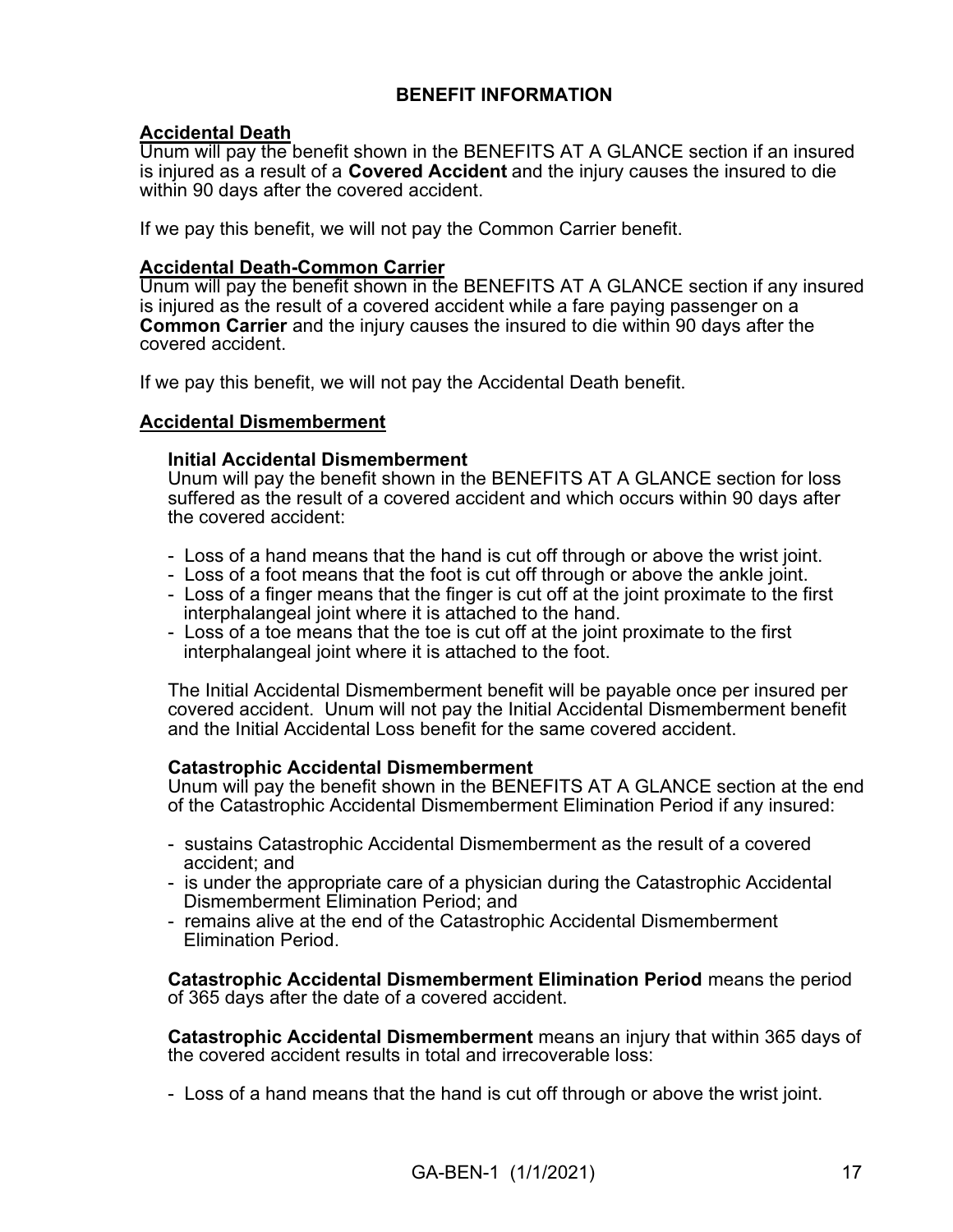## BENEFIT INFORMATION

### Accidental Death

Unum will pay the benefit shown in the BENEFITS AT A GLANCE section if an insured is injured as a result of a **Covered Accident** and the injury causes the insured to die within 90 days after the covered accident.

If we pay this benefit, we will not pay the Common Carrier benefit.

### Accidental Death-Common Carrier

Unum will pay the benefit shown in the BENEFITS AT A GLANCE section if any insured is injured as the result of a covered accident while a fare paying passenger on a **Common Carrier** and the injury causes the insured to die within 90 days after the covered accident.

If we pay this benefit, we will not pay the Accidental Death benefit.

### Accidental Dismemberment

#### Initial Accidental Dismemberment

Unum will pay the benefit shown in the BENEFITS AT A GLANCE section for loss suffered as the result of a covered accident and which occurs within 90 days after the covered accident:

- Loss of a hand means that the hand is cut off through or above the wrist joint.
- Loss of a foot means that the foot is cut off through or above the ankle joint.
- Loss of a finger means that the finger is cut off at the joint proximate to the first interphalangeal joint where it is attached to the hand.
- Loss of a toe means that the toe is cut off at the joint proximate to the first interphalangeal joint where it is attached to the foot.

The Initial Accidental Dismemberment benefit will be payable once per insured per covered accident. Unum will not pay the Initial Accidental Dismemberment benefit and the Initial Accidental Loss benefit for the same covered accident.

#### Catastrophic Accidental Dismemberment

Unum will pay the benefit shown in the BENEFITS AT A GLANCE section at the end of the Catastrophic Accidental Dismemberment Elimination Period if any insured:

- sustains Catastrophic Accidental Dismemberment as the result of a covered accident; and
- is under the appropriate care of a physician during the Catastrophic Accidental Dismemberment Elimination Period; and
- remains alive at the end of the Catastrophic Accidental Dismemberment Elimination Period.

**Catastrophic Accidental Dismemberment Elimination Period** means the period of 365 days after the date of a covered accident.

**Catastrophic Accidental Dismemberment** means an injury that within 365 days of the covered accident results in total and irrecoverable loss:

- Loss of a hand means that the hand is cut off through or above the wrist joint.

GA-BEN-1 (1/1/2021)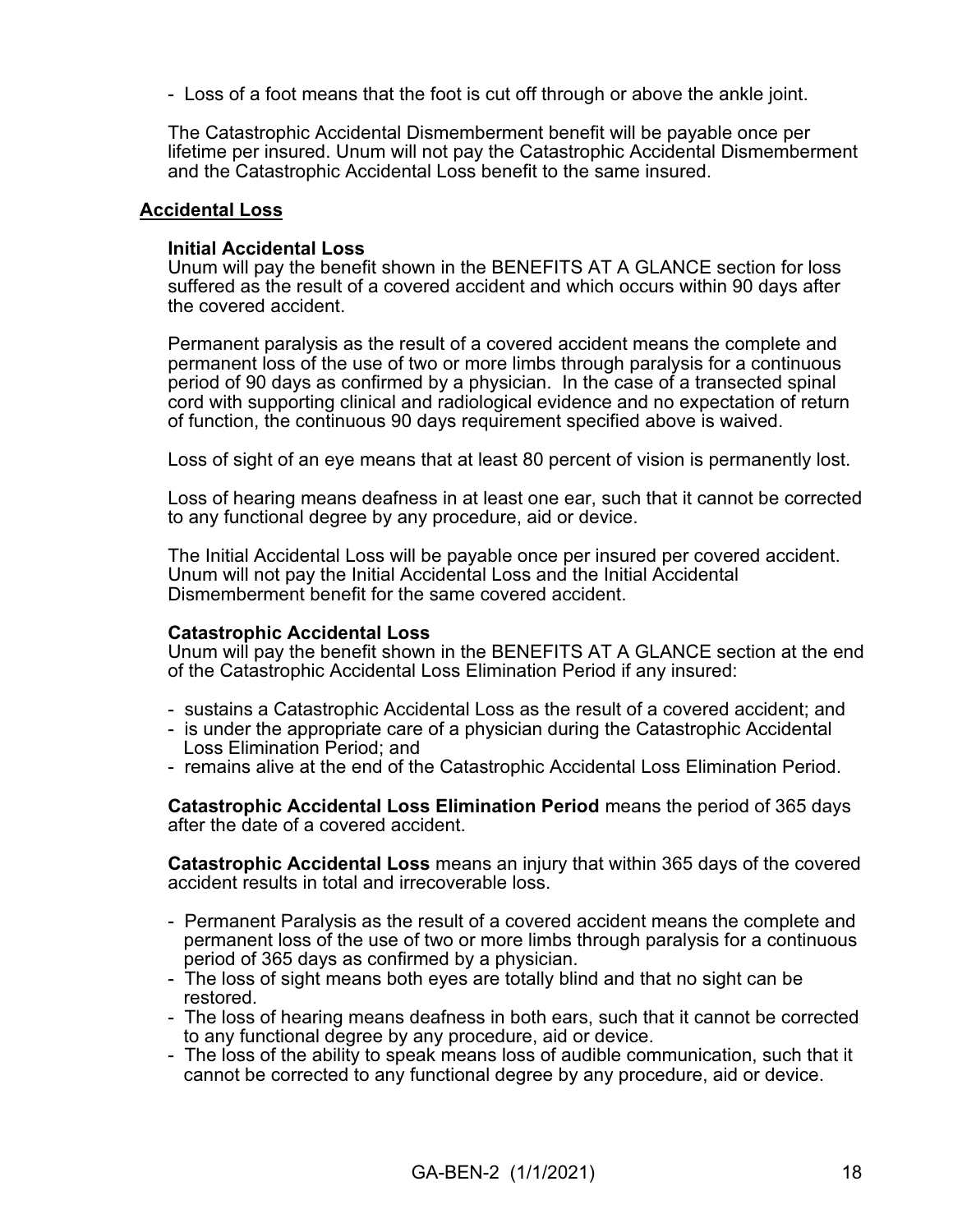- Loss of a foot means that the foot is cut off through or above the ankle joint.

The Catastrophic Accidental Dismemberment benefit will be payable once per lifetime per insured. Unum will not pay the Catastrophic Accidental Dismemberment and the Catastrophic Accidental Loss benefit to the same insured.

## Accidental Loss

### Initial Accidental Loss

Unum will pay the benefit shown in the BENEFITS AT A GLANCE section for loss suffered as the result of a covered accident and which occurs within 90 days after the covered accident.

Permanent paralysis as the result of a covered accident means the complete and permanent loss of the use of two or more limbs through paralysis for a continuous period of 90 days as confirmed by a physician. In the case of a transected spinal cord with supporting clinical and radiological evidence and no expectation of return of function, the continuous 90 days requirement specified above is waived.

Loss of sight of an eye means that at least 80 percent of vision is permanently lost.

Loss of hearing means deafness in at least one ear, such that it cannot be corrected to any functional degree by any procedure, aid or device.

The Initial Accidental Loss will be payable once per insured per covered accident. Unum will not pay the Initial Accidental Loss and the Initial Accidental Dismemberment benefit for the same covered accident.

### Catastrophic Accidental Loss

Unum will pay the benefit shown in the BENEFITS AT A GLANCE section at the end of the Catastrophic Accidental Loss Elimination Period if any insured:

- sustains a Catastrophic Accidental Loss as the result of a covered accident; and
- is under the appropriate care of a physician during the Catastrophic Accidental Loss Elimination Period; and
- remains alive at the end of the Catastrophic Accidental Loss Elimination Period.

**Catastrophic Accidental Loss Elimination Period** means the period of 365 days after the date of a covered accident.

**Catastrophic Accidental Loss** means an injury that within 365 days of the covered accident results in total and irrecoverable loss.

- Permanent Paralysis as the result of a covered accident means the complete and permanent loss of the use of two or more limbs through paralysis for a continuous period of 365 days as confirmed by a physician.
- The loss of sight means both eyes are totally blind and that no sight can be restored.
- The loss of hearing means deafness in both ears, such that it cannot be corrected to any functional degree by any procedure, aid or device.
- The loss of the ability to speak means loss of audible communication, such that it cannot be corrected to any functional degree by any procedure, aid or device.

GA-BEN-2 (1/1/2021)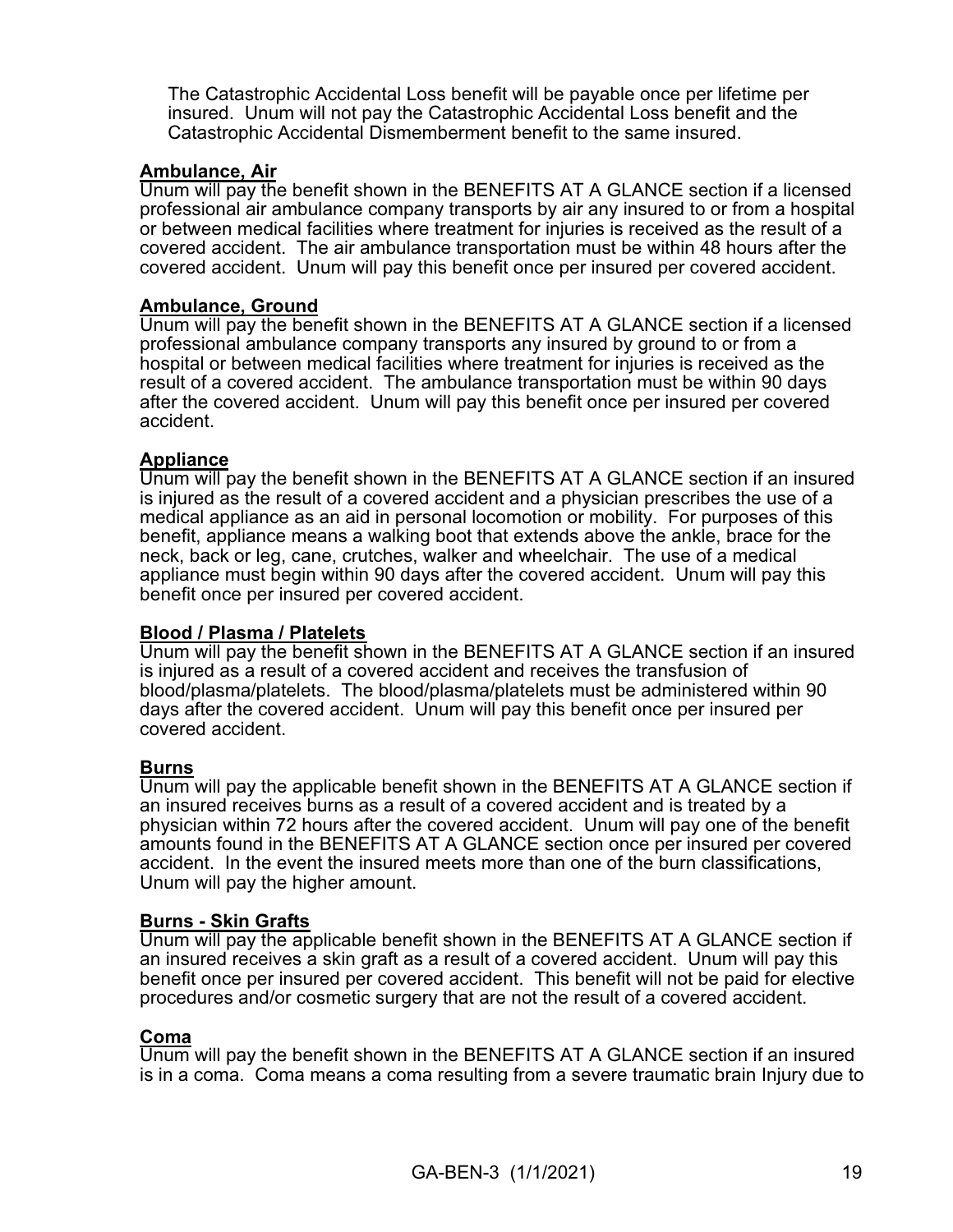The Catastrophic Accidental Loss benefit will be payable once per lifetime per insured. Unum will not pay the Catastrophic Accidental Loss benefit and the Catastrophic Accidental Dismemberment benefit to the same insured.

**Ambulance, Air**

Unum will pay the benefit shown in the BENEFITS AT A GLANCE section if a licensed professional air ambulance company transports by air any insured to or from a hospital or between medical facilities where treatment for injuries is received as the result of a covered accident. The air ambulance transportation must be within 48 hours after the covered accident. Unum will pay this benefit once per insured per covered accident.

**Ambulance, Ground**

Unum will pay the benefit shown in the BENEFITS AT A GLANCE section if a licensed professional ambulance company transports any insured by ground to or from a hospital or between medical facilities where treatment for injuries is received as the result of a covered accident. The ambulance transportation must be within 90 days after the covered accident. Unum will pay this benefit once per insured per covered accident.

**Appliance**

Unum will pay the benefit shown in the BENEFITS AT A GLANCE section if an insured is injured as the result of a covered accident and a physician prescribes the use of a medical appliance as an aid in personal locomotion or mobility. For purposes of this benefit, appliance means a walking boot that extends above the ankle, brace for the neck, back or leg, cane, crutches, walker and wheelchair. The use of a medical appliance must begin within 90 days after the covered accident. Unum will pay this benefit once per insured per covered accident.

**Blood / Plasma / Platelets**

Unum will pay the benefit shown in the BENEFITS AT A GLANCE section if an insured is injured as a result of a covered accident and receives the transfusion of blood/plasma/platelets. The blood/plasma/platelets must be administered within 90 days after the covered accident. Unum will pay this benefit once per insured per covered accident.

**Burns**

Unum will pay the applicable benefit shown in the BENEFITS AT A GLANCE section if an insured receives burns as a result of a covered accident and is treated by a physician within 72 hours after the covered accident. Unum will pay one of the benefit amounts found in the BENEFITS AT A GLANCE section once per insured per covered accident. In the event the insured meets more than one of the burn classifications, Unum will pay the higher amount.

**Burns - Skin Grafts**

Unum will pay the applicable benefit shown in the BENEFITS AT A GLANCE section if an insured receives a skin graft as a result of a covered accident. Unum will pay this benefit once per insured per covered accident. This benefit will not be paid for elective procedures and/or cosmetic surgery that are not the result of a covered accident.

**Coma**

Unum will pay the benefit shown in the BENEFITS AT A GLANCE section if an insured is in a coma. Coma means a coma resulting from a severe traumatic brain Injury due to

GA-BEN-3 (1/1/2021)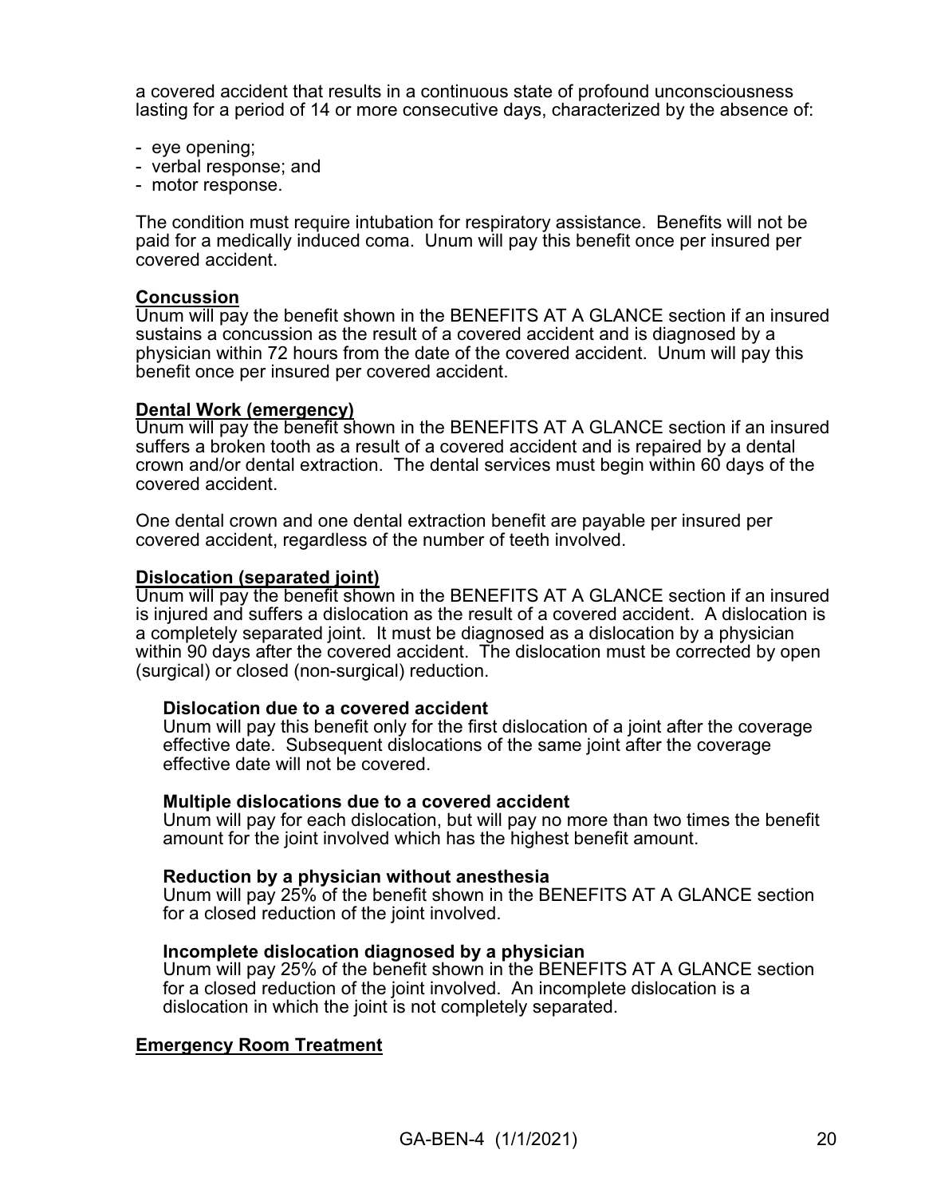a covered accident that results in a continuous state of profound unconsciousness lasting for a period of 14 or more consecutive days, characterized by the absence of:

- eye opening;
- verbal response; and
- motor response.

The condition must require intubation for respiratory assistance. Benefits will not be paid for a medically induced coma. Unum will pay this benefit once per insured per covered accident.

**Concussion**

Unum will pay the benefit shown in the BENEFITS AT A GLANCE section if an insured sustains a concussion as the result of a covered accident and is diagnosed by a physician within 72 hours from the date of the covered accident. Unum will pay this benefit once per insured per covered accident.

**Dental Work (emergency)**

Unum will pay the benefit shown in the BENEFITS AT A GLANCE section if an insured suffers a broken tooth as a result of a covered accident and is repaired by a dental crown and/or dental extraction. The dental services must begin within 60 days of the covered accident.

One dental crown and one dental extraction benefit are payable per insured per covered accident, regardless of the number of teeth involved.

**Dislocation (separated joint)**

Unum will pay the benefit shown in the BENEFITS AT A GLANCE section if an insured is injured and suffers a dislocation as the result of a covered accident. A dislocation is a completely separated joint. It must be diagnosed as a dislocation by a physician within 90 days after the covered accident. The dislocation must be corrected by open (surgical) or closed (non-surgical) reduction.

**Dislocation due to a covered accident**

Unum will pay this benefit only for the first dislocation of a joint after the coverage effective date. Subsequent dislocations of the same joint after the coverage effective date will not be covered.

**Multiple dislocations due to a covered accident**

Unum will pay for each dislocation, but will pay no more than two times the benefit amount for the joint involved which has the highest benefit amount.

**Reduction by a physician without anesthesia**

Unum will pay 25% of the benefit shown in the BENEFITS AT A GLANCE section for a closed reduction of the joint involved.

**Incomplete dislocation diagnosed by a physician**

Unum will pay 25% of the benefit shown in the BENEFITS AT A GLANCE section for a closed reduction of the joint involved. An incomplete dislocation is a dislocation in which the joint is not completely separated.

**Emergency Room Treatment**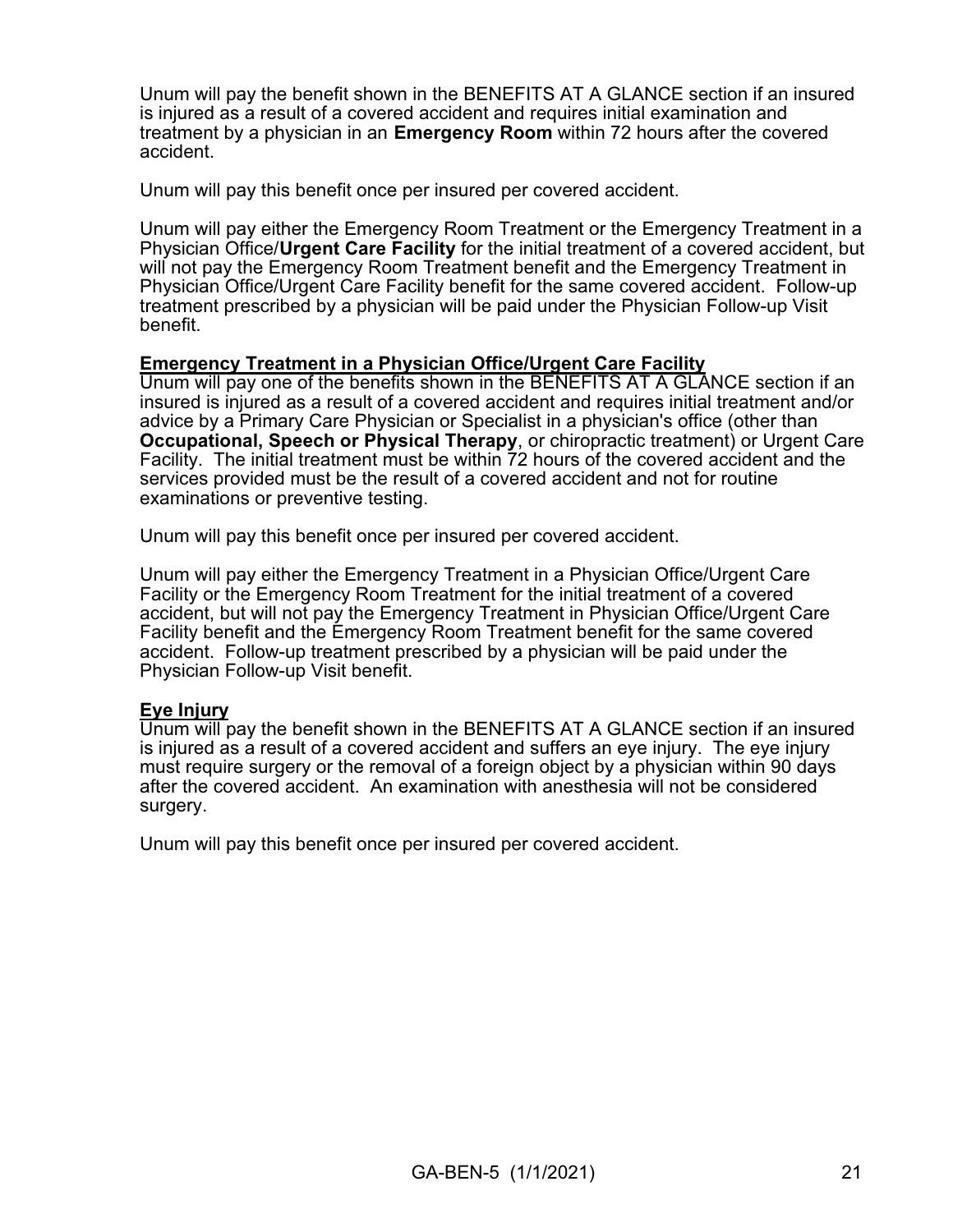Unum will pay the benefit shown in the BENEFITS AT A GLANCE section if an insured is injured as a result of a covered accident and requires initial examination and treatment by a physician in an **Emergency Room** within 72 hours after the covered accident.

Unum will pay this benefit once per insured per covered accident.

Unum will pay either the Emergency Room Treatment or the Emergency Treatment in a Physician Office/**Urgent Care Facility** for the initial treatment of a covered accident, but will not pay the Emergency Room Treatment benefit and the Emergency Treatment in Physician Office/Urgent Care Facility benefit for the same covered accident. Follow-up treatment prescribed by a physician will be paid under the Physician Follow-up Visit benefit.

**Emergency Treatment in a Physician Office/Urgent Care Facility**

Unum will pay one of the benefits shown in the BENEFITS AT A GLANCE section if an insured is injured as a result of a covered accident and requires initial treatment and/or advice by a Primary Care Physician or Specialist in a physician's office (other than **Occupational, Speech or Physical Therapy**, or chiropractic treatment) or Urgent Care Facility. The initial treatment must be within 72 hours of the covered accident and the services provided must be the result of a covered accident and not for routine examinations or preventive testing.

Unum will pay this benefit once per insured per covered accident.

Unum will pay either the Emergency Treatment in a Physician Office/Urgent Care Facility or the Emergency Room Treatment for the initial treatment of a covered accident, but will not pay the Emergency Treatment in Physician Office/Urgent Care Facility benefit and the Emergency Room Treatment benefit for the same covered accident. Follow-up treatment prescribed by a physician will be paid under the Physician Follow-up Visit benefit.

**Eye Injury**

Unum will pay the benefit shown in the BENEFITS AT A GLANCE section if an insured is injured as a result of a covered accident and suffers an eye injury. The eye injury must require surgery or the removal of a foreign object by a physician within 90 days after the covered accident. An examination with anesthesia will not be considered surgery.

Unum will pay this benefit once per insured per covered accident.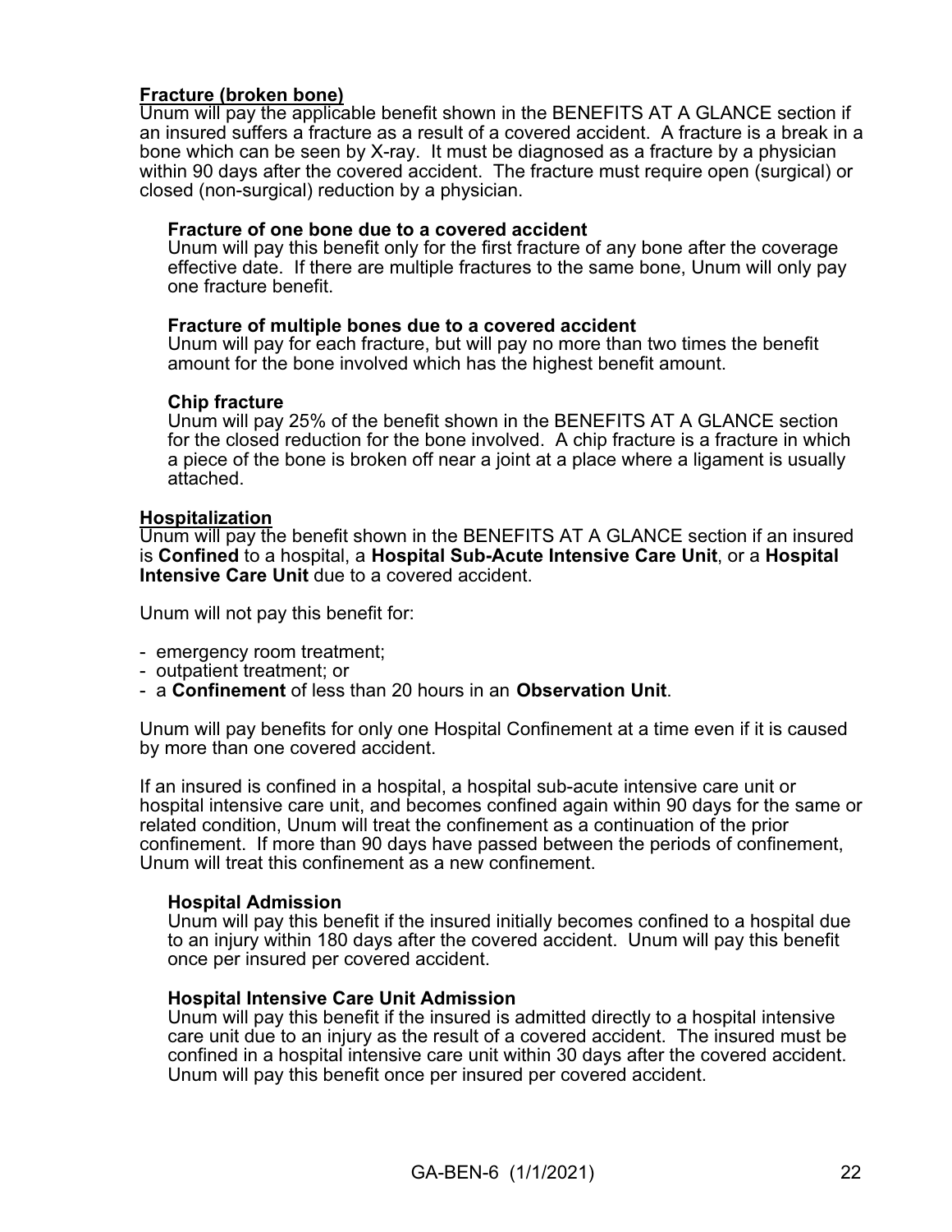**<u>Fracture (broken bone)</u>**
Unum will pay the applicable benefit shown in the BENEFITS AT A GLANCE section if an insured suffers a fracture as a result of a covered accident. A fracture is a break in a bone which can be seen by X-ray. It must be diagnosed as a fracture by a physician within 90 days after the covered accident. The fracture must require open (surgical) or closed (non-surgical) reduction by a physician.

**Fracture of one bone due to a covered accident**
Unum will pay this benefit only for the first fracture of any bone after the coverage effective date. If there are multiple fractures to the same bone, Unum will only pay one fracture benefit.

**Fracture of multiple bones due to a covered accident**
Unum will pay for each fracture, but will pay no more than two times the benefit amount for the bone involved which has the highest benefit amount.

**Chip fracture**
Unum will pay 25% of the benefit shown in the BENEFITS AT A GLANCE section for the closed reduction for the bone involved. A chip fracture is a fracture in which a piece of the bone is broken off near a joint at a place where a ligament is usually attached.

**<u>Hospitalization</u>**
Unum will pay the benefit shown in the BENEFITS AT A GLANCE section if an insured is **Confined** to a hospital, a **Hospital Sub-Acute Intensive Care Unit**, or a **Hospital Intensive Care Unit** due to a covered accident.

Unum will not pay this benefit for:

- emergency room treatment;
- outpatient treatment; or
- a **Confinement** of less than 20 hours in an **Observation Unit**.

Unum will pay benefits for only one Hospital Confinement at a time even if it is caused by more than one covered accident.

If an insured is confined in a hospital, a hospital sub-acute intensive care unit or hospital intensive care unit, and becomes confined again within 90 days for the same or related condition, Unum will treat the confinement as a continuation of the prior confinement. If more than 90 days have passed between the periods of confinement, Unum will treat this confinement as a new confinement.

**Hospital Admission**
Unum will pay this benefit if the insured initially becomes confined to a hospital due to an injury within 180 days after the covered accident. Unum will pay this benefit once per insured per covered accident.

**Hospital Intensive Care Unit Admission**
Unum will pay this benefit if the insured is admitted directly to a hospital intensive care unit due to an injury as the result of a covered accident. The insured must be confined in a hospital intensive care unit within 30 days after the covered accident. Unum will pay this benefit once per insured per covered accident.

GA-BEN-6 (1/1/2021)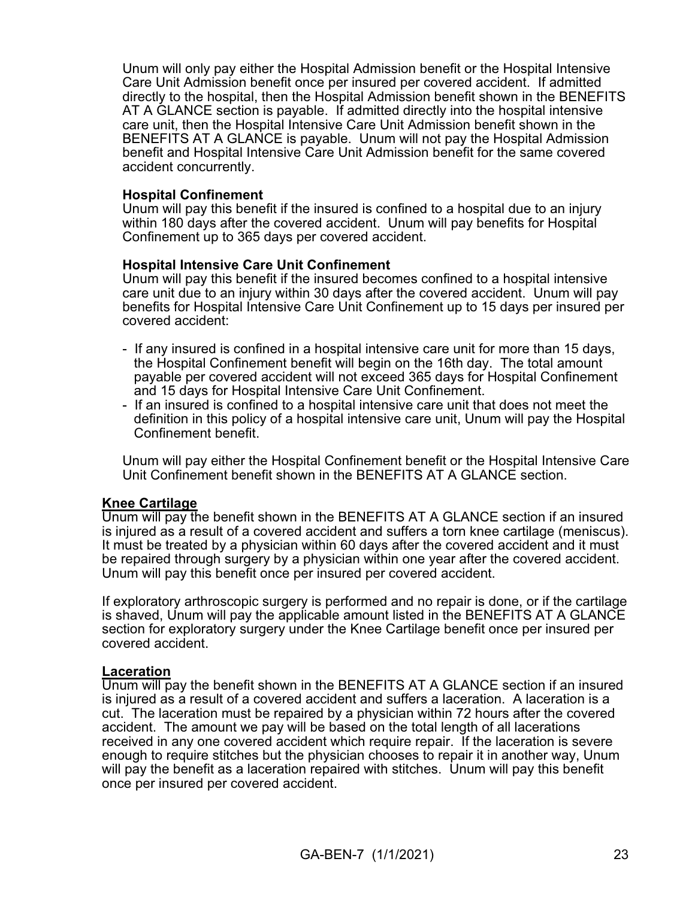Unum will only pay either the Hospital Admission benefit or the Hospital Intensive Care Unit Admission benefit once per insured per covered accident. If admitted directly to the hospital, then the Hospital Admission benefit shown in the BENEFITS AT A GLANCE section is payable. If admitted directly into the hospital intensive care unit, then the Hospital Intensive Care Unit Admission benefit shown in the BENEFITS AT A GLANCE is payable. Unum will not pay the Hospital Admission benefit and Hospital Intensive Care Unit Admission benefit for the same covered accident concurrently.

**Hospital Confinement**

Unum will pay this benefit if the insured is confined to a hospital due to an injury within 180 days after the covered accident. Unum will pay benefits for Hospital Confinement up to 365 days per covered accident.

**Hospital Intensive Care Unit Confinement**

Unum will pay this benefit if the insured becomes confined to a hospital intensive care unit due to an injury within 30 days after the covered accident. Unum will pay benefits for Hospital Intensive Care Unit Confinement up to 15 days per insured per covered accident:

- If any insured is confined in a hospital intensive care unit for more than 15 days, the Hospital Confinement benefit will begin on the 16th day. The total amount payable per covered accident will not exceed 365 days for Hospital Confinement and 15 days for Hospital Intensive Care Unit Confinement.
- If an insured is confined to a hospital intensive care unit that does not meet the definition in this policy of a hospital intensive care unit, Unum will pay the Hospital Confinement benefit.

Unum will pay either the Hospital Confinement benefit or the Hospital Intensive Care Unit Confinement benefit shown in the BENEFITS AT A GLANCE section.

**Knee Cartilage**

Unum will pay the benefit shown in the BENEFITS AT A GLANCE section if an insured is injured as a result of a covered accident and suffers a torn knee cartilage (meniscus). It must be treated by a physician within 60 days after the covered accident and it must be repaired through surgery by a physician within one year after the covered accident. Unum will pay this benefit once per insured per covered accident.

If exploratory arthroscopic surgery is performed and no repair is done, or if the cartilage is shaved, Unum will pay the applicable amount listed in the BENEFITS AT A GLANCE section for exploratory surgery under the Knee Cartilage benefit once per insured per covered accident.

**Laceration**

Unum will pay the benefit shown in the BENEFITS AT A GLANCE section if an insured is injured as a result of a covered accident and suffers a laceration. A laceration is a cut. The laceration must be repaired by a physician within 72 hours after the covered accident. The amount we pay will be based on the total length of all lacerations received in any one covered accident which require repair. If the laceration is severe enough to require stitches but the physician chooses to repair it in another way, Unum will pay the benefit as a laceration repaired with stitches. Unum will pay this benefit once per insured per covered accident.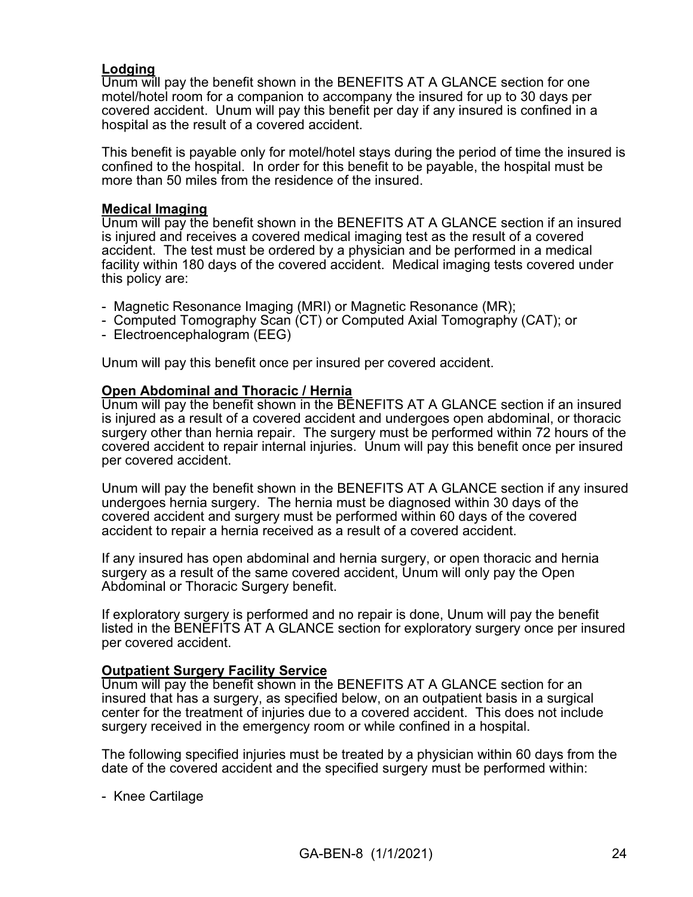**Lodging**

Unum will pay the benefit shown in the BENEFITS AT A GLANCE section for one motel/hotel room for a companion to accompany the insured for up to 30 days per covered accident. Unum will pay this benefit per day if any insured is confined in a hospital as the result of a covered accident.

This benefit is payable only for motel/hotel stays during the period of time the insured is confined to the hospital. In order for this benefit to be payable, the hospital must be more than 50 miles from the residence of the insured.

**Medical Imaging**

Unum will pay the benefit shown in the BENEFITS AT A GLANCE section if an insured is injured and receives a covered medical imaging test as the result of a covered accident. The test must be ordered by a physician and be performed in a medical facility within 180 days of the covered accident. Medical imaging tests covered under this policy are:

- Magnetic Resonance Imaging (MRI) or Magnetic Resonance (MR);
- Computed Tomography Scan (CT) or Computed Axial Tomography (CAT); or
- Electroencephalogram (EEG)

Unum will pay this benefit once per insured per covered accident.

**Open Abdominal and Thoracic / Hernia**

Unum will pay the benefit shown in the BENEFITS AT A GLANCE section if an insured is injured as a result of a covered accident and undergoes open abdominal, or thoracic surgery other than hernia repair. The surgery must be performed within 72 hours of the covered accident to repair internal injuries. Unum will pay this benefit once per insured per covered accident.

Unum will pay the benefit shown in the BENEFITS AT A GLANCE section if any insured undergoes hernia surgery. The hernia must be diagnosed within 30 days of the covered accident and surgery must be performed within 60 days of the covered accident to repair a hernia received as a result of a covered accident.

If any insured has open abdominal and hernia surgery, or open thoracic and hernia surgery as a result of the same covered accident, Unum will only pay the Open Abdominal or Thoracic Surgery benefit.

If exploratory surgery is performed and no repair is done, Unum will pay the benefit listed in the BENEFITS AT A GLANCE section for exploratory surgery once per insured per covered accident.

**Outpatient Surgery Facility Service**

Unum will pay the benefit shown in the BENEFITS AT A GLANCE section for an insured that has a surgery, as specified below, on an outpatient basis in a surgical center for the treatment of injuries due to a covered accident. This does not include surgery received in the emergency room or while confined in a hospital.

The following specified injuries must be treated by a physician within 60 days from the date of the covered accident and the specified surgery must be performed within:

- Knee Cartilage

GA-BEN-8 (1/1/2021)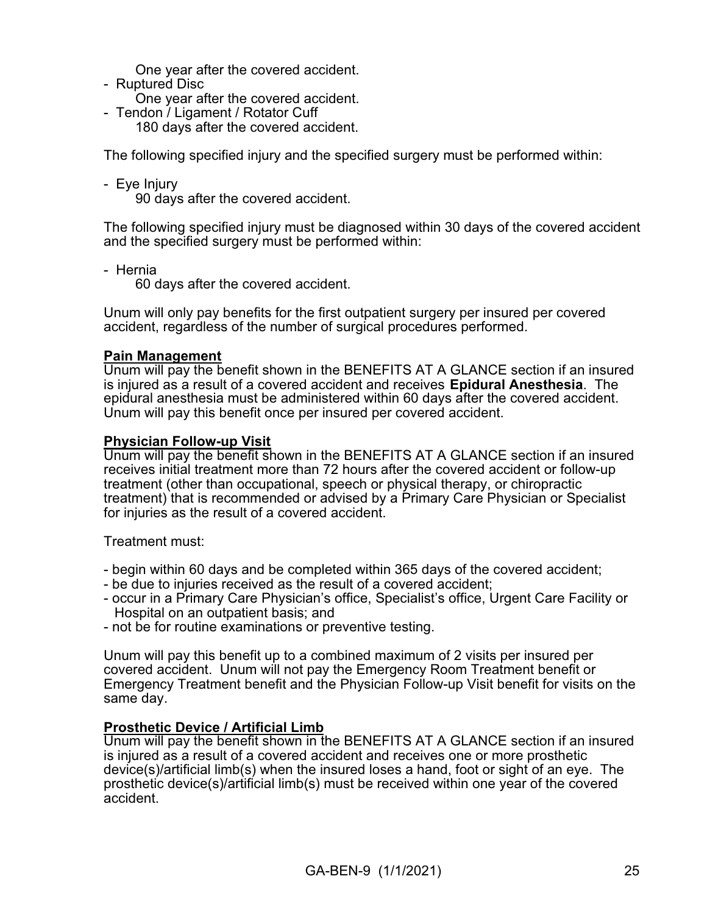One year after the covered accident.

- Ruptured Disc
  One year after the covered accident.
- Tendon / Ligament / Rotator Cuff
  180 days after the covered accident.

The following specified injury and the specified surgery must be performed within:

- Eye Injury
  90 days after the covered accident.

The following specified injury must be diagnosed within 30 days of the covered accident and the specified surgery must be performed within:

- Hernia
  60 days after the covered accident.

Unum will only pay benefits for the first outpatient surgery per insured per covered accident, regardless of the number of surgical procedures performed.

**Pain Management**
Unum will pay the benefit shown in the BENEFITS AT A GLANCE section if an insured is injured as a result of a covered accident and receives **Epidural Anesthesia**. The epidural anesthesia must be administered within 60 days after the covered accident. Unum will pay this benefit once per insured per covered accident.

**Physician Follow-up Visit**
Unum will pay the benefit shown in the BENEFITS AT A GLANCE section if an insured receives initial treatment more than 72 hours after the covered accident or follow-up treatment (other than occupational, speech or physical therapy, or chiropractic treatment) that is recommended or advised by a Primary Care Physician or Specialist for injuries as the result of a covered accident.

Treatment must:

- begin within 60 days and be completed within 365 days of the covered accident;
- be due to injuries received as the result of a covered accident;
- occur in a Primary Care Physician's office, Specialist's office, Urgent Care Facility or Hospital on an outpatient basis; and
- not be for routine examinations or preventive testing.

Unum will pay this benefit up to a combined maximum of 2 visits per insured per covered accident. Unum will not pay the Emergency Room Treatment benefit or Emergency Treatment benefit and the Physician Follow-up Visit benefit for visits on the same day.

**Prosthetic Device / Artificial Limb**
Unum will pay the benefit shown in the BENEFITS AT A GLANCE section if an insured is injured as a result of a covered accident and receives one or more prosthetic device(s)/artificial limb(s) when the insured loses a hand, foot or sight of an eye. The prosthetic device(s)/artificial limb(s) must be received within one year of the covered accident.

GA-BEN-9 (1/1/2021)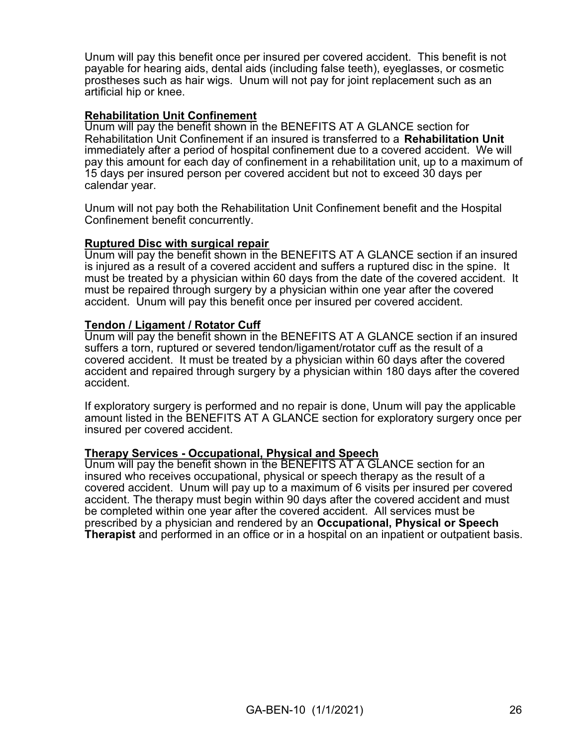Unum will pay this benefit once per insured per covered accident. This benefit is not payable for hearing aids, dental aids (including false teeth), eyeglasses, or cosmetic prostheses such as hair wigs. Unum will not pay for joint replacement such as an artificial hip or knee.

**Rehabilitation Unit Confinement**

Unum will pay the benefit shown in the BENEFITS AT A GLANCE section for Rehabilitation Unit Confinement if an insured is transferred to a **Rehabilitation Unit** immediately after a period of hospital confinement due to a covered accident. We will pay this amount for each day of confinement in a rehabilitation unit, up to a maximum of 15 days per insured person per covered accident but not to exceed 30 days per calendar year.

Unum will not pay both the Rehabilitation Unit Confinement benefit and the Hospital Confinement benefit concurrently.

**Ruptured Disc with surgical repair**

Unum will pay the benefit shown in the BENEFITS AT A GLANCE section if an insured is injured as a result of a covered accident and suffers a ruptured disc in the spine. It must be treated by a physician within 60 days from the date of the covered accident. It must be repaired through surgery by a physician within one year after the covered accident. Unum will pay this benefit once per insured per covered accident.

**Tendon / Ligament / Rotator Cuff**

Unum will pay the benefit shown in the BENEFITS AT A GLANCE section if an insured suffers a torn, ruptured or severed tendon/ligament/rotator cuff as the result of a covered accident. It must be treated by a physician within 60 days after the covered accident and repaired through surgery by a physician within 180 days after the covered accident.

If exploratory surgery is performed and no repair is done, Unum will pay the applicable amount listed in the BENEFITS AT A GLANCE section for exploratory surgery once per insured per covered accident.

**Therapy Services - Occupational, Physical and Speech**

Unum will pay the benefit shown in the BENEFITS AT A GLANCE section for an insured who receives occupational, physical or speech therapy as the result of a covered accident. Unum will pay up to a maximum of 6 visits per insured per covered accident. The therapy must begin within 90 days after the covered accident and must be completed within one year after the covered accident. All services must be prescribed by a physician and rendered by an **Occupational, Physical or Speech Therapist** and performed in an office or in a hospital on an inpatient or outpatient basis.

GA-BEN-10 (1/1/2021)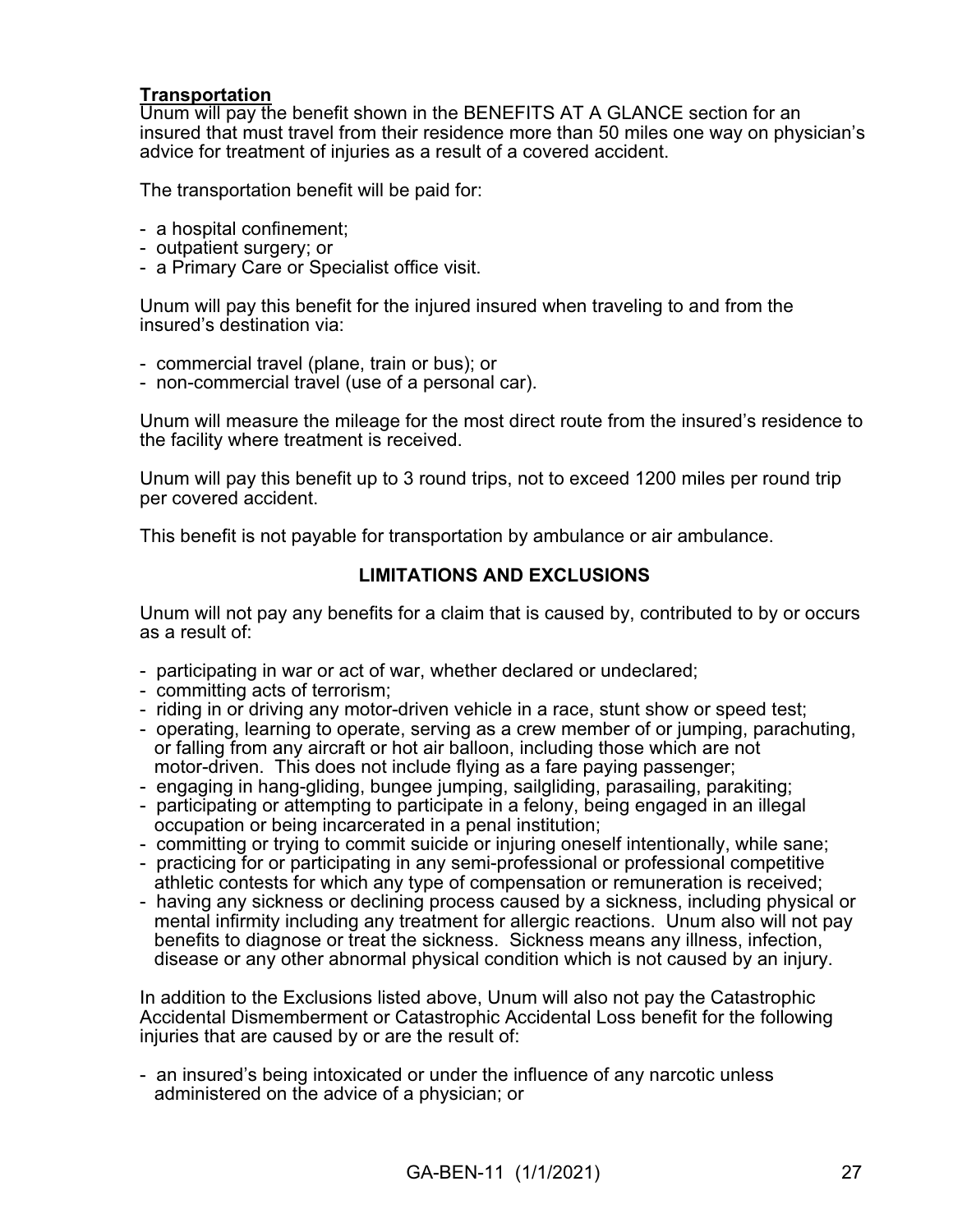**Transportation**

Unum will pay the benefit shown in the BENEFITS AT A GLANCE section for an insured that must travel from their residence more than 50 miles one way on physician's advice for treatment of injuries as a result of a covered accident.

The transportation benefit will be paid for:

- a hospital confinement;
- outpatient surgery; or
- a Primary Care or Specialist office visit.

Unum will pay this benefit for the injured insured when traveling to and from the insured's destination via:

- commercial travel (plane, train or bus); or
- non-commercial travel (use of a personal car).

Unum will measure the mileage for the most direct route from the insured's residence to the facility where treatment is received.

Unum will pay this benefit up to 3 round trips, not to exceed 1200 miles per round trip per covered accident.

This benefit is not payable for transportation by ambulance or air ambulance.

## LIMITATIONS AND EXCLUSIONS

Unum will not pay any benefits for a claim that is caused by, contributed to by or occurs as a result of:

- participating in war or act of war, whether declared or undeclared;
- committing acts of terrorism;
- riding in or driving any motor-driven vehicle in a race, stunt show or speed test;
- operating, learning to operate, serving as a crew member of or jumping, parachuting, or falling from any aircraft or hot air balloon, including those which are not motor-driven. This does not include flying as a fare paying passenger;
- engaging in hang-gliding, bungee jumping, sailgliding, parasailing, parakiting;
- participating or attempting to participate in a felony, being engaged in an illegal occupation or being incarcerated in a penal institution;
- committing or trying to commit suicide or injuring oneself intentionally, while sane;
- practicing for or participating in any semi-professional or professional competitive athletic contests for which any type of compensation or remuneration is received;
- having any sickness or declining process caused by a sickness, including physical or mental infirmity including any treatment for allergic reactions. Unum also will not pay benefits to diagnose or treat the sickness. Sickness means any illness, infection, disease or any other abnormal physical condition which is not caused by an injury.

In addition to the Exclusions listed above, Unum will also not pay the Catastrophic Accidental Dismemberment or Catastrophic Accidental Loss benefit for the following injuries that are caused by or are the result of:

- an insured's being intoxicated or under the influence of any narcotic unless administered on the advice of a physician; or

GA-BEN-11 (1/1/2021)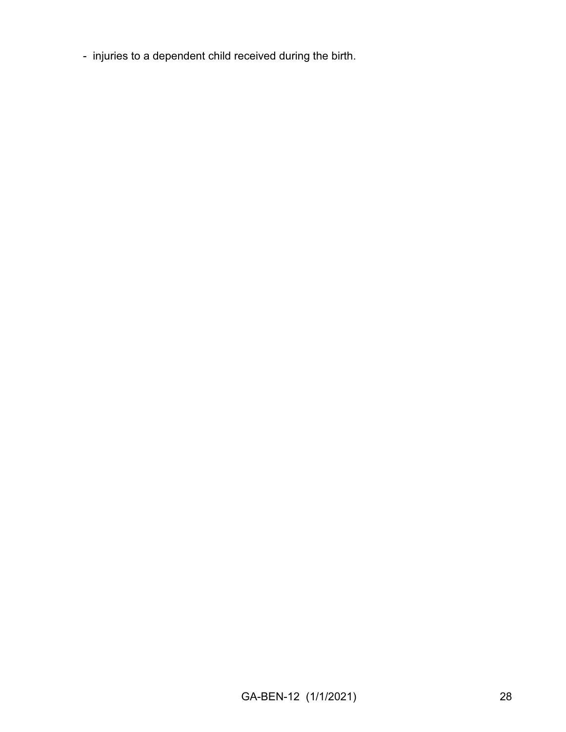- injuries to a dependent child received during the birth.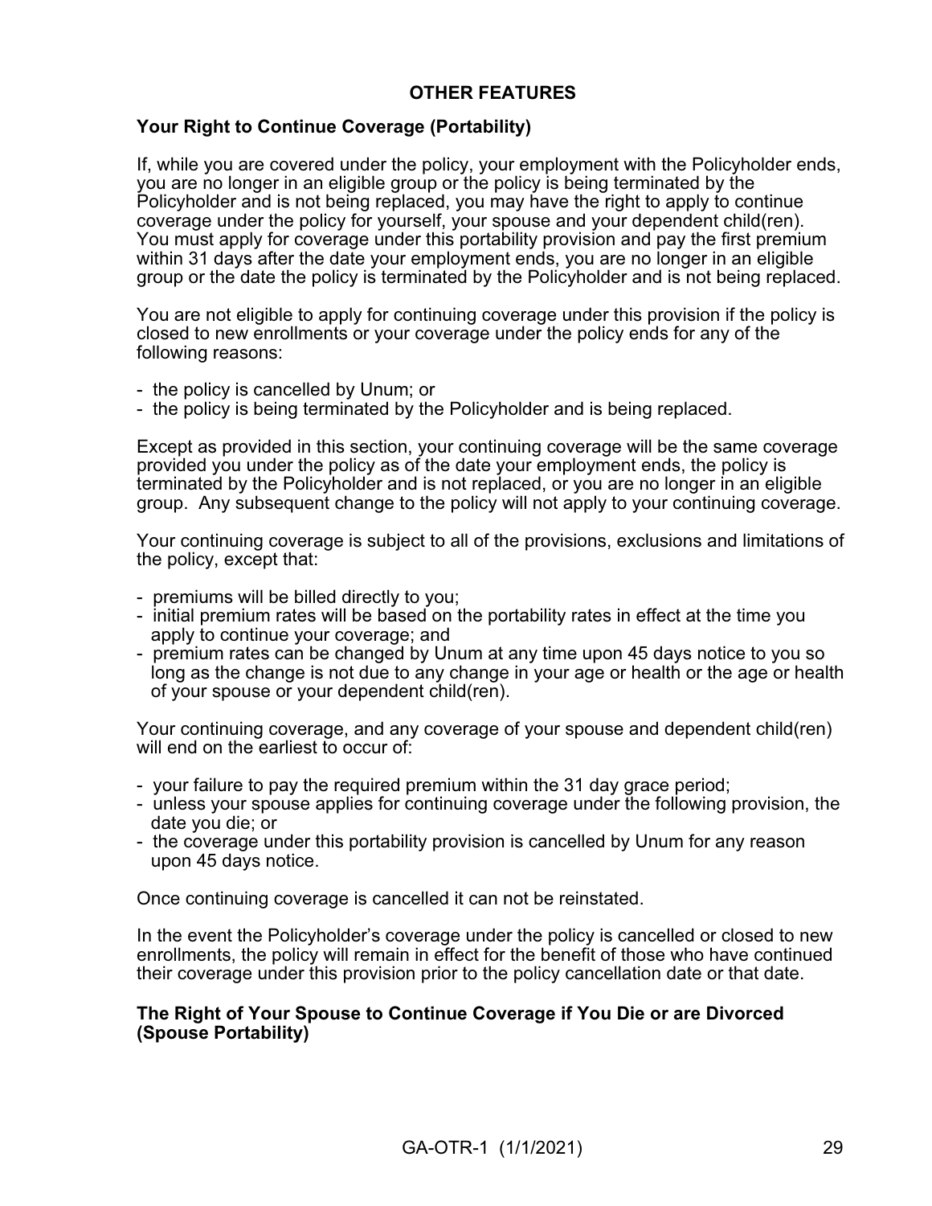## OTHER FEATURES

### Your Right to Continue Coverage (Portability)

If, while you are covered under the policy, your employment with the Policyholder ends, you are no longer in an eligible group or the policy is being terminated by the Policyholder and is not being replaced, you may have the right to apply to continue coverage under the policy for yourself, your spouse and your dependent child(ren). You must apply for coverage under this portability provision and pay the first premium within 31 days after the date your employment ends, you are no longer in an eligible group or the date the policy is terminated by the Policyholder and is not being replaced.

You are not eligible to apply for continuing coverage under this provision if the policy is closed to new enrollments or your coverage under the policy ends for any of the following reasons:

- the policy is cancelled by Unum; or
- the policy is being terminated by the Policyholder and is being replaced.

Except as provided in this section, your continuing coverage will be the same coverage provided you under the policy as of the date your employment ends, the policy is terminated by the Policyholder and is not replaced, or you are no longer in an eligible group. Any subsequent change to the policy will not apply to your continuing coverage.

Your continuing coverage is subject to all of the provisions, exclusions and limitations of the policy, except that:

- premiums will be billed directly to you;
- initial premium rates will be based on the portability rates in effect at the time you apply to continue your coverage; and
- premium rates can be changed by Unum at any time upon 45 days notice to you so long as the change is not due to any change in your age or health or the age or health of your spouse or your dependent child(ren).

Your continuing coverage, and any coverage of your spouse and dependent child(ren) will end on the earliest to occur of:

- your failure to pay the required premium within the 31 day grace period;
- unless your spouse applies for continuing coverage under the following provision, the date you die; or
- the coverage under this portability provision is cancelled by Unum for any reason upon 45 days notice.

Once continuing coverage is cancelled it can not be reinstated.

In the event the Policyholder's coverage under the policy is cancelled or closed to new enrollments, the policy will remain in effect for the benefit of those who have continued their coverage under this provision prior to the policy cancellation date or that date.

### The Right of Your Spouse to Continue Coverage if You Die or are Divorced (Spouse Portability)

GA-OTR-1 (1/1/2021)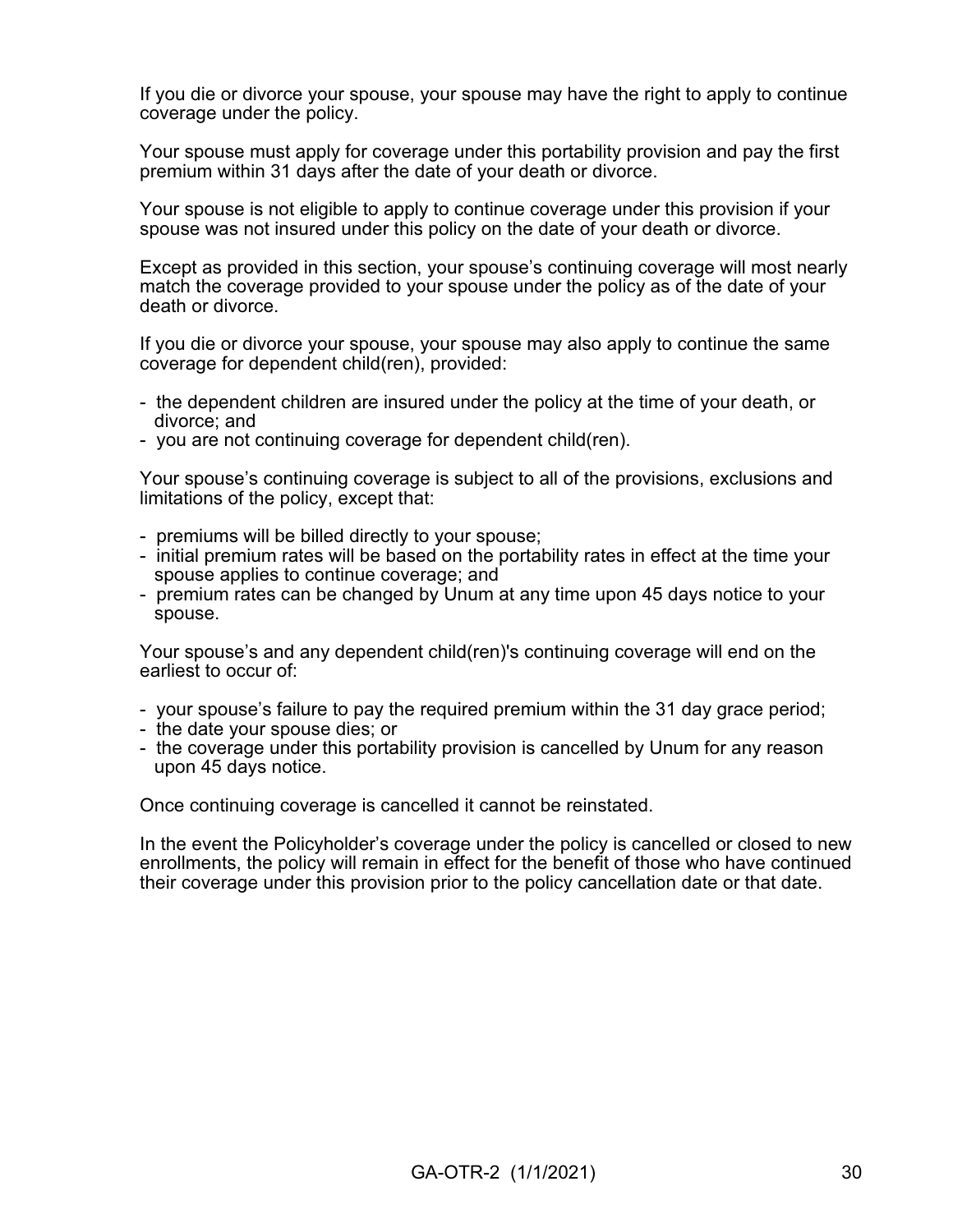If you die or divorce your spouse, your spouse may have the right to apply to continue coverage under the policy.

Your spouse must apply for coverage under this portability provision and pay the first premium within 31 days after the date of your death or divorce.

Your spouse is not eligible to apply to continue coverage under this provision if your spouse was not insured under this policy on the date of your death or divorce.

Except as provided in this section, your spouse's continuing coverage will most nearly match the coverage provided to your spouse under the policy as of the date of your death or divorce.

If you die or divorce your spouse, your spouse may also apply to continue the same coverage for dependent child(ren), provided:

- the dependent children are insured under the policy at the time of your death, or divorce; and
- you are not continuing coverage for dependent child(ren).

Your spouse's continuing coverage is subject to all of the provisions, exclusions and limitations of the policy, except that:

- premiums will be billed directly to your spouse;
- initial premium rates will be based on the portability rates in effect at the time your spouse applies to continue coverage; and
- premium rates can be changed by Unum at any time upon 45 days notice to your spouse.

Your spouse's and any dependent child(ren)'s continuing coverage will end on the earliest to occur of:

- your spouse's failure to pay the required premium within the 31 day grace period;
- the date your spouse dies; or
- the coverage under this portability provision is cancelled by Unum for any reason upon 45 days notice.

Once continuing coverage is cancelled it cannot be reinstated.

In the event the Policyholder's coverage under the policy is cancelled or closed to new enrollments, the policy will remain in effect for the benefit of those who have continued their coverage under this provision prior to the policy cancellation date or that date.

GA-OTR-2 (1/1/2021)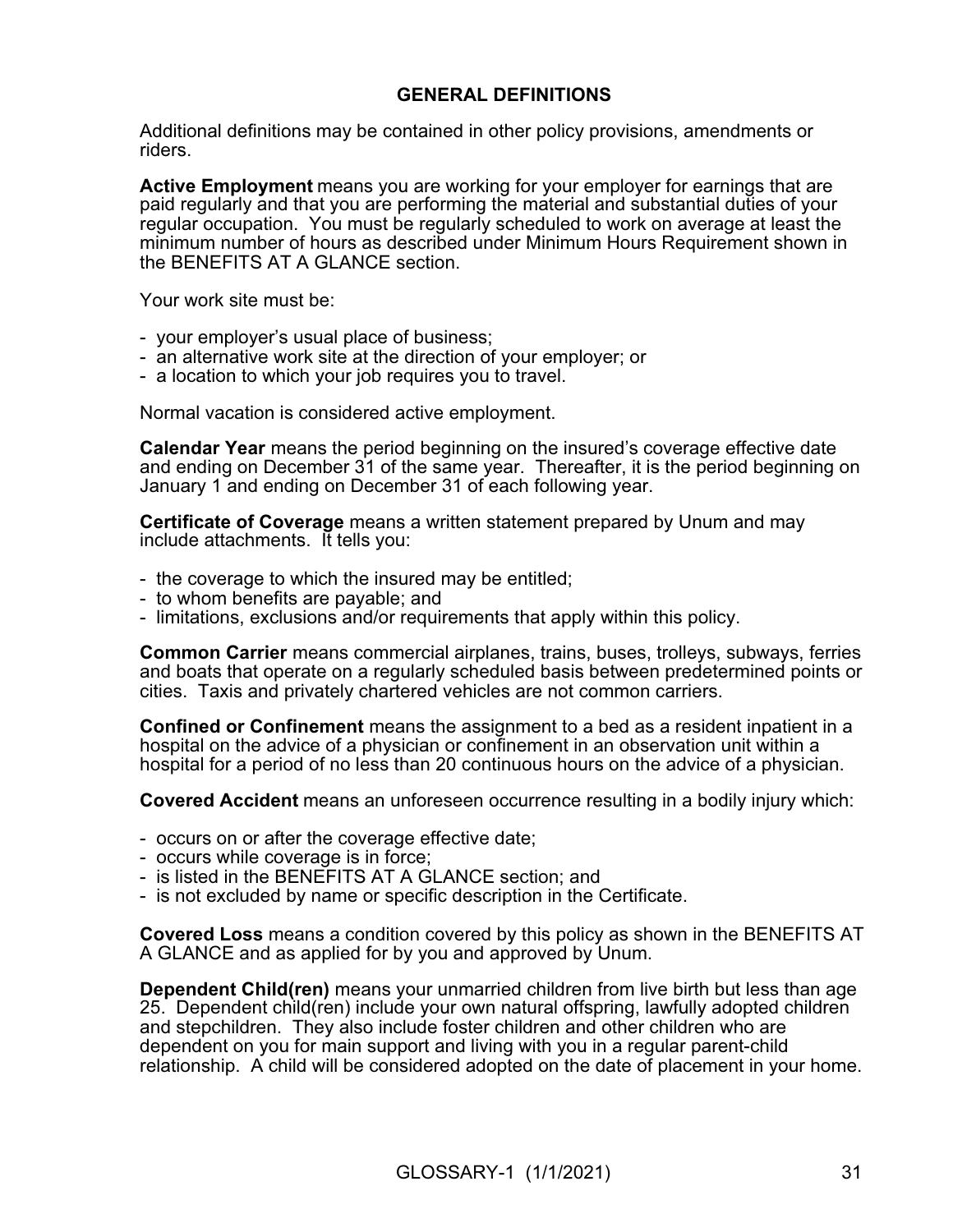## GENERAL DEFINITIONS

Additional definitions may be contained in other policy provisions, amendments or riders.

**Active Employment** means you are working for your employer for earnings that are paid regularly and that you are performing the material and substantial duties of your regular occupation. You must be regularly scheduled to work on average at least the minimum number of hours as described under Minimum Hours Requirement shown in the BENEFITS AT A GLANCE section.

Your work site must be:

- your employer's usual place of business;
- an alternative work site at the direction of your employer; or
- a location to which your job requires you to travel.

Normal vacation is considered active employment.

**Calendar Year** means the period beginning on the insured's coverage effective date and ending on December 31 of the same year. Thereafter, it is the period beginning on January 1 and ending on December 31 of each following year.

**Certificate of Coverage** means a written statement prepared by Unum and may include attachments. It tells you:

- the coverage to which the insured may be entitled;
- to whom benefits are payable; and
- limitations, exclusions and/or requirements that apply within this policy.

**Common Carrier** means commercial airplanes, trains, buses, trolleys, subways, ferries and boats that operate on a regularly scheduled basis between predetermined points or cities. Taxis and privately chartered vehicles are not common carriers.

**Confined or Confinement** means the assignment to a bed as a resident inpatient in a hospital on the advice of a physician or confinement in an observation unit within a hospital for a period of no less than 20 continuous hours on the advice of a physician.

**Covered Accident** means an unforeseen occurrence resulting in a bodily injury which:

- occurs on or after the coverage effective date;
- occurs while coverage is in force;
- is listed in the BENEFITS AT A GLANCE section; and
- is not excluded by name or specific description in the Certificate.

**Covered Loss** means a condition covered by this policy as shown in the BENEFITS AT A GLANCE and as applied for by you and approved by Unum.

**Dependent Child(ren)** means your unmarried children from live birth but less than age 25. Dependent child(ren) include your own natural offspring, lawfully adopted children and stepchildren. They also include foster children and other children who are dependent on you for main support and living with you in a regular parent-child relationship. A child will be considered adopted on the date of placement in your home.

GLOSSARY-1 (1/1/2021)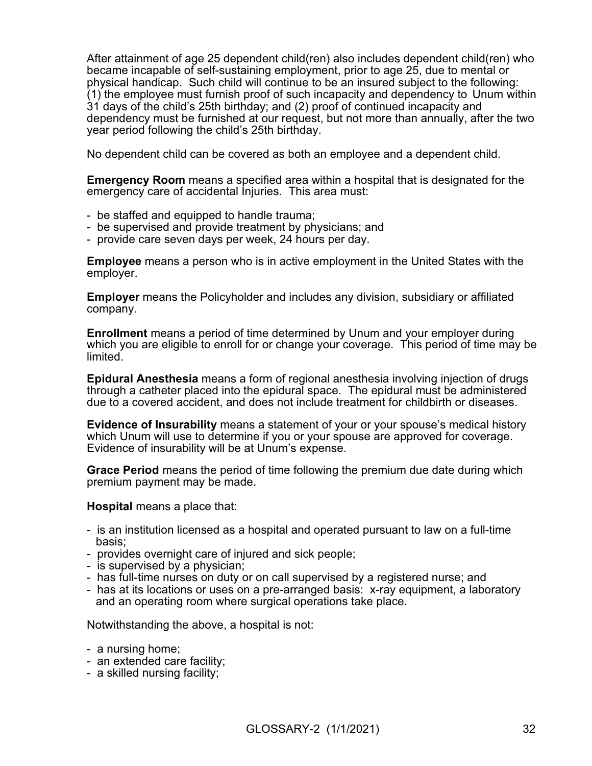After attainment of age 25 dependent child(ren) also includes dependent child(ren) who became incapable of self-sustaining employment, prior to age 25, due to mental or physical handicap. Such child will continue to be an insured subject to the following: (1) the employee must furnish proof of such incapacity and dependency to Unum within 31 days of the child's 25th birthday; and (2) proof of continued incapacity and dependency must be furnished at our request, but not more than annually, after the two year period following the child's 25th birthday.

No dependent child can be covered as both an employee and a dependent child.

**Emergency Room** means a specified area within a hospital that is designated for the emergency care of accidental Injuries. This area must:

- be staffed and equipped to handle trauma;
- be supervised and provide treatment by physicians; and
- provide care seven days per week, 24 hours per day.

**Employee** means a person who is in active employment in the United States with the employer.

**Employer** means the Policyholder and includes any division, subsidiary or affiliated company.

**Enrollment** means a period of time determined by Unum and your employer during which you are eligible to enroll for or change your coverage. This period of time may be limited.

**Epidural Anesthesia** means a form of regional anesthesia involving injection of drugs through a catheter placed into the epidural space. The epidural must be administered due to a covered accident, and does not include treatment for childbirth or diseases.

**Evidence of Insurability** means a statement of your or your spouse's medical history which Unum will use to determine if you or your spouse are approved for coverage. Evidence of insurability will be at Unum's expense.

**Grace Period** means the period of time following the premium due date during which premium payment may be made.

**Hospital** means a place that:

- is an institution licensed as a hospital and operated pursuant to law on a full-time basis;
- provides overnight care of injured and sick people;
- is supervised by a physician;
- has full-time nurses on duty or on call supervised by a registered nurse; and
- has at its locations or uses on a pre-arranged basis: x-ray equipment, a laboratory and an operating room where surgical operations take place.

Notwithstanding the above, a hospital is not:

- a nursing home;
- an extended care facility;
- a skilled nursing facility;

GLOSSARY-2 (1/1/2021)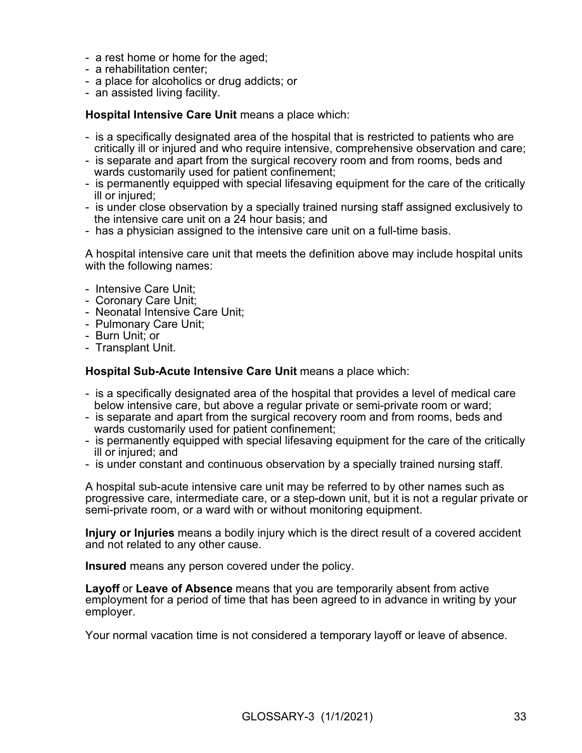- a rest home or home for the aged;
- a rehabilitation center;
- a place for alcoholics or drug addicts; or
- an assisted living facility.

**Hospital Intensive Care Unit** means a place which:

- is a specifically designated area of the hospital that is restricted to patients who are critically ill or injured and who require intensive, comprehensive observation and care;
- is separate and apart from the surgical recovery room and from rooms, beds and wards customarily used for patient confinement;
- is permanently equipped with special lifesaving equipment for the care of the critically ill or injured;
- is under close observation by a specially trained nursing staff assigned exclusively to the intensive care unit on a 24 hour basis; and
- has a physician assigned to the intensive care unit on a full-time basis.

A hospital intensive care unit that meets the definition above may include hospital units with the following names:

- Intensive Care Unit;
- Coronary Care Unit;
- Neonatal Intensive Care Unit;
- Pulmonary Care Unit;
- Burn Unit; or
- Transplant Unit.

**Hospital Sub-Acute Intensive Care Unit** means a place which:

- is a specifically designated area of the hospital that provides a level of medical care below intensive care, but above a regular private or semi-private room or ward;
- is separate and apart from the surgical recovery room and from rooms, beds and wards customarily used for patient confinement;
- is permanently equipped with special lifesaving equipment for the care of the critically ill or injured; and
- is under constant and continuous observation by a specially trained nursing staff.

A hospital sub-acute intensive care unit may be referred to by other names such as progressive care, intermediate care, or a step-down unit, but it is not a regular private or semi-private room, or a ward with or without monitoring equipment.

**Injury or Injuries** means a bodily injury which is the direct result of a covered accident and not related to any other cause.

**Insured** means any person covered under the policy.

**Layoff** or **Leave of Absence** means that you are temporarily absent from active employment for a period of time that has been agreed to in advance in writing by your employer.

Your normal vacation time is not considered a temporary layoff or leave of absence.

GLOSSARY-3 (1/1/2021)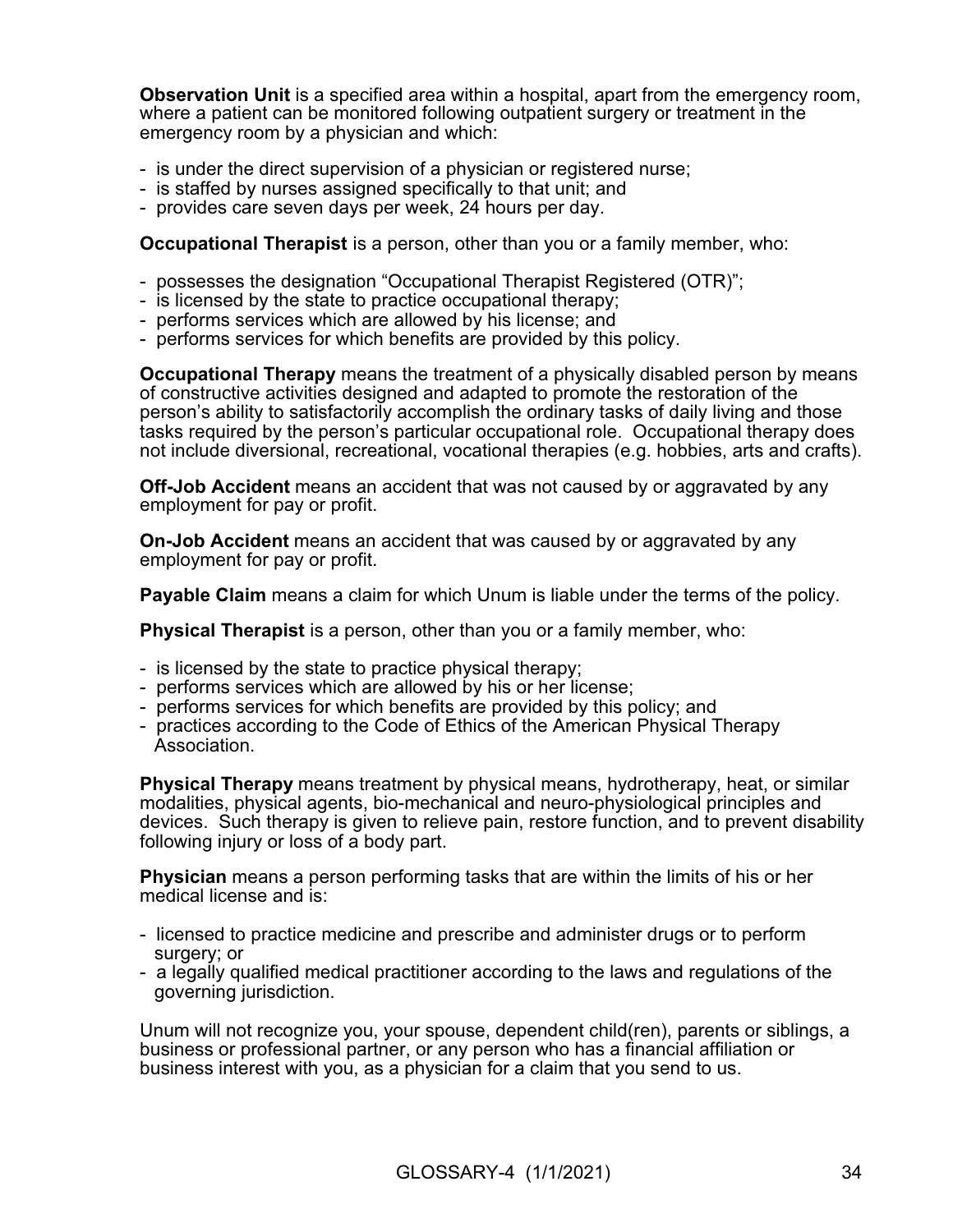**Observation Unit** is a specified area within a hospital, apart from the emergency room, where a patient can be monitored following outpatient surgery or treatment in the emergency room by a physician and which:

- is under the direct supervision of a physician or registered nurse;
- is staffed by nurses assigned specifically to that unit; and
- provides care seven days per week, 24 hours per day.

**Occupational Therapist** is a person, other than you or a family member, who:

- possesses the designation "Occupational Therapist Registered (OTR)";
- is licensed by the state to practice occupational therapy;
- performs services which are allowed by his license; and
- performs services for which benefits are provided by this policy.

**Occupational Therapy** means the treatment of a physically disabled person by means of constructive activities designed and adapted to promote the restoration of the person's ability to satisfactorily accomplish the ordinary tasks of daily living and those tasks required by the person's particular occupational role. Occupational therapy does not include diversional, recreational, vocational therapies (e.g. hobbies, arts and crafts).

**Off-Job Accident** means an accident that was not caused by or aggravated by any employment for pay or profit.

**On-Job Accident** means an accident that was caused by or aggravated by any employment for pay or profit.

**Payable Claim** means a claim for which Unum is liable under the terms of the policy.

**Physical Therapist** is a person, other than you or a family member, who:

- is licensed by the state to practice physical therapy;
- performs services which are allowed by his or her license;
- performs services for which benefits are provided by this policy; and
- practices according to the Code of Ethics of the American Physical Therapy Association.

**Physical Therapy** means treatment by physical means, hydrotherapy, heat, or similar modalities, physical agents, bio-mechanical and neuro-physiological principles and devices. Such therapy is given to relieve pain, restore function, and to prevent disability following injury or loss of a body part.

**Physician** means a person performing tasks that are within the limits of his or her medical license and is:

- licensed to practice medicine and prescribe and administer drugs or to perform surgery; or
- a legally qualified medical practitioner according to the laws and regulations of the governing jurisdiction.

Unum will not recognize you, your spouse, dependent child(ren), parents or siblings, a business or professional partner, or any person who has a financial affiliation or business interest with you, as a physician for a claim that you send to us.

GLOSSARY-4 (1/1/2021)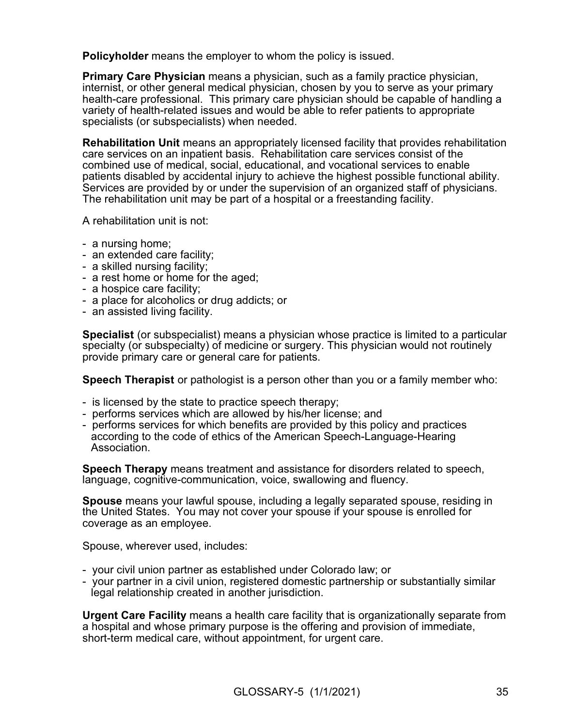**Policyholder** means the employer to whom the policy is issued.

**Primary Care Physician** means a physician, such as a family practice physician, internist, or other general medical physician, chosen by you to serve as your primary health-care professional. This primary care physician should be capable of handling a variety of health-related issues and would be able to refer patients to appropriate specialists (or subspecialists) when needed.

**Rehabilitation Unit** means an appropriately licensed facility that provides rehabilitation care services on an inpatient basis. Rehabilitation care services consist of the combined use of medical, social, educational, and vocational services to enable patients disabled by accidental injury to achieve the highest possible functional ability. Services are provided by or under the supervision of an organized staff of physicians. The rehabilitation unit may be part of a hospital or a freestanding facility.

A rehabilitation unit is not:

- a nursing home;
- an extended care facility;
- a skilled nursing facility;
- a rest home or home for the aged;
- a hospice care facility;
- a place for alcoholics or drug addicts; or
- an assisted living facility.

**Specialist** (or subspecialist) means a physician whose practice is limited to a particular specialty (or subspecialty) of medicine or surgery. This physician would not routinely provide primary care or general care for patients.

**Speech Therapist** or pathologist is a person other than you or a family member who:

- is licensed by the state to practice speech therapy;
- performs services which are allowed by his/her license; and
- performs services for which benefits are provided by this policy and practices according to the code of ethics of the American Speech-Language-Hearing Association.

**Speech Therapy** means treatment and assistance for disorders related to speech, language, cognitive-communication, voice, swallowing and fluency.

**Spouse** means your lawful spouse, including a legally separated spouse, residing in the United States. You may not cover your spouse if your spouse is enrolled for coverage as an employee.

Spouse, wherever used, includes:

- your civil union partner as established under Colorado law; or
- your partner in a civil union, registered domestic partnership or substantially similar legal relationship created in another jurisdiction.

**Urgent Care Facility** means a health care facility that is organizationally separate from a hospital and whose primary purpose is the offering and provision of immediate, short-term medical care, without appointment, for urgent care.

GLOSSARY-5 (1/1/2021)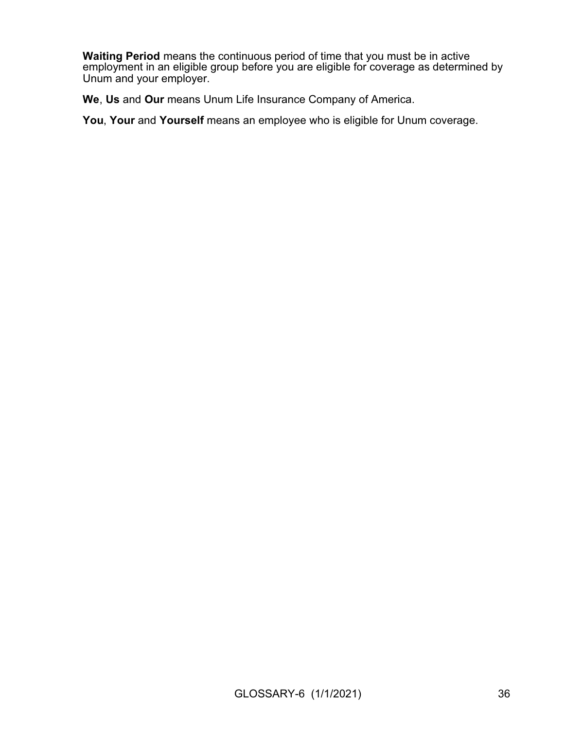**Waiting Period** means the continuous period of time that you must be in active employment in an eligible group before you are eligible for coverage as determined by Unum and your employer.

**We**, **Us** and **Our** means Unum Life Insurance Company of America.

**You**, **Your** and **Yourself** means an employee who is eligible for Unum coverage.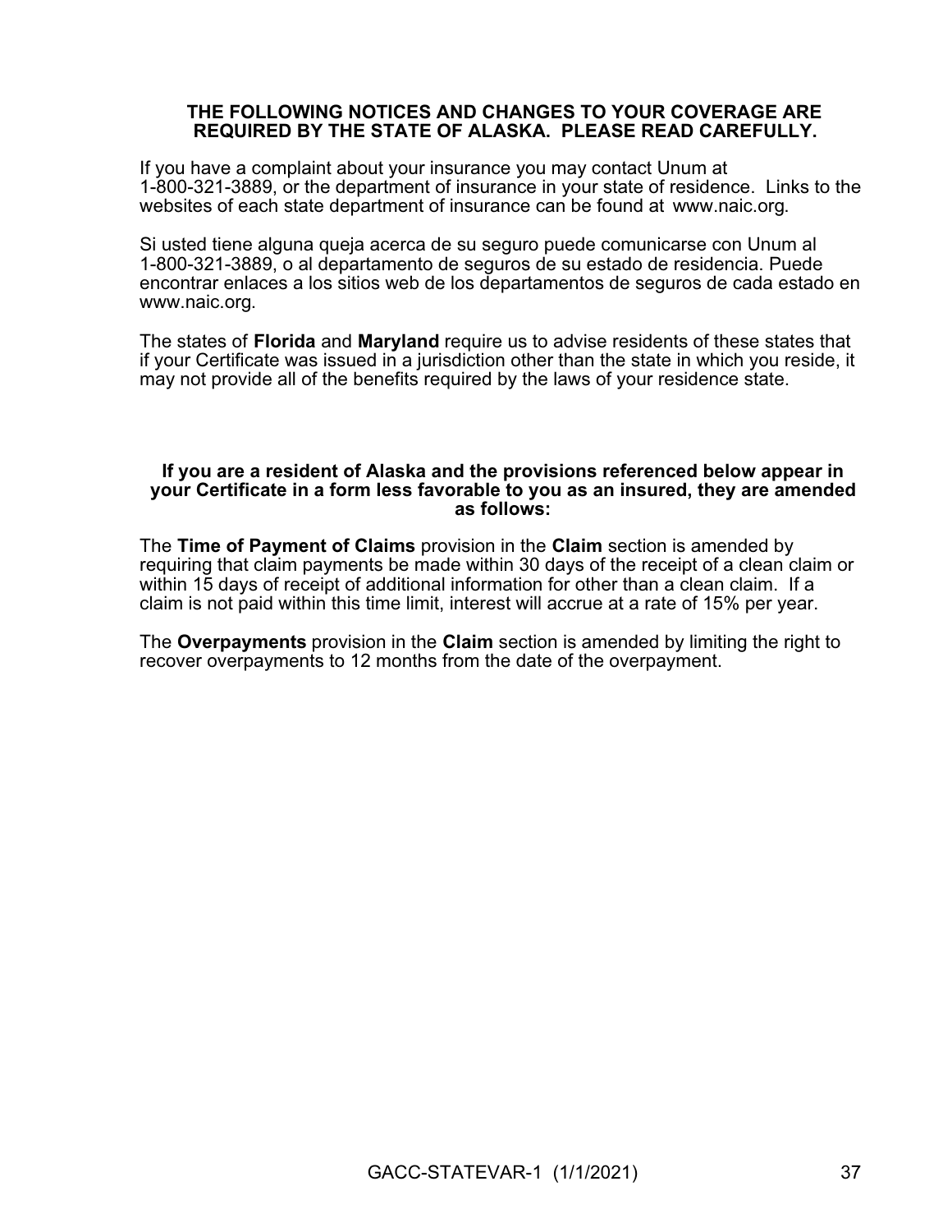**THE FOLLOWING NOTICES AND CHANGES TO YOUR COVERAGE ARE REQUIRED BY THE STATE OF ALASKA. PLEASE READ CAREFULLY.**

If you have a complaint about your insurance you may contact Unum at 1-800-321-3889, or the department of insurance in your state of residence. Links to the websites of each state department of insurance can be found at www.naic.org.

Si usted tiene alguna queja acerca de su seguro puede comunicarse con Unum al 1-800-321-3889, o al departamento de seguros de su estado de residencia. Puede encontrar enlaces a los sitios web de los departamentos de seguros de cada estado en www.naic.org.

The states of **Florida** and **Maryland** require us to advise residents of these states that if your Certificate was issued in a jurisdiction other than the state in which you reside, it may not provide all of the benefits required by the laws of your residence state.

**If you are a resident of Alaska and the provisions referenced below appear in your Certificate in a form less favorable to you as an insured, they are amended as follows:**

The **Time of Payment of Claims** provision in the **Claim** section is amended by requiring that claim payments be made within 30 days of the receipt of a clean claim or within 15 days of receipt of additional information for other than a clean claim. If a claim is not paid within this time limit, interest will accrue at a rate of 15% per year.

The **Overpayments** provision in the **Claim** section is amended by limiting the right to recover overpayments to 12 months from the date of the overpayment.

GACC-STATEVAR-1 (1/1/2021)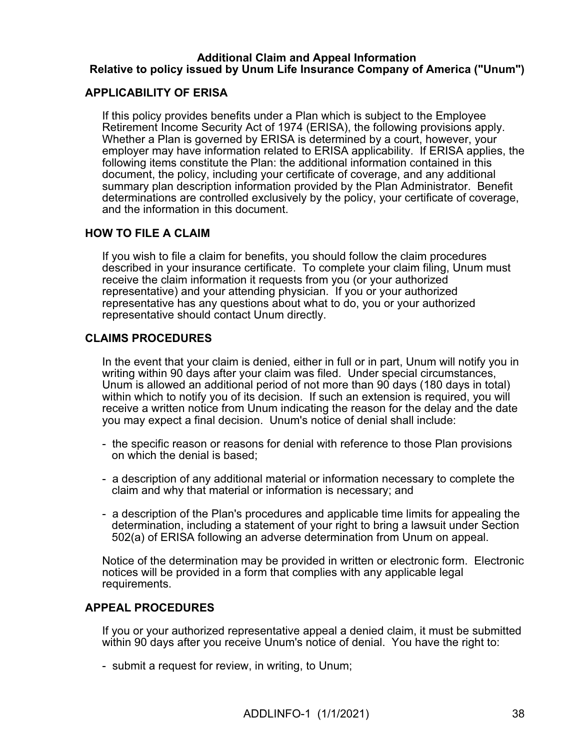**Additional Claim and Appeal Information**
**Relative to policy issued by Unum Life Insurance Company of America ("Unum")**

## APPLICABILITY OF ERISA

If this policy provides benefits under a Plan which is subject to the Employee Retirement Income Security Act of 1974 (ERISA), the following provisions apply. Whether a Plan is governed by ERISA is determined by a court, however, your employer may have information related to ERISA applicability. If ERISA applies, the following items constitute the Plan: the additional information contained in this document, the policy, including your certificate of coverage, and any additional summary plan description information provided by the Plan Administrator. Benefit determinations are controlled exclusively by the policy, your certificate of coverage, and the information in this document.

## HOW TO FILE A CLAIM

If you wish to file a claim for benefits, you should follow the claim procedures described in your insurance certificate. To complete your claim filing, Unum must receive the claim information it requests from you (or your authorized representative) and your attending physician. If you or your authorized representative has any questions about what to do, you or your authorized representative should contact Unum directly.

## CLAIMS PROCEDURES

In the event that your claim is denied, either in full or in part, Unum will notify you in writing within 90 days after your claim was filed. Under special circumstances, Unum is allowed an additional period of not more than 90 days (180 days in total) within which to notify you of its decision. If such an extension is required, you will receive a written notice from Unum indicating the reason for the delay and the date you may expect a final decision. Unum's notice of denial shall include:

- the specific reason or reasons for denial with reference to those Plan provisions on which the denial is based;
- a description of any additional material or information necessary to complete the claim and why that material or information is necessary; and
- a description of the Plan's procedures and applicable time limits for appealing the determination, including a statement of your right to bring a lawsuit under Section 502(a) of ERISA following an adverse determination from Unum on appeal.

Notice of the determination may be provided in written or electronic form. Electronic notices will be provided in a form that complies with any applicable legal requirements.

## APPEAL PROCEDURES

If you or your authorized representative appeal a denied claim, it must be submitted within 90 days after you receive Unum's notice of denial. You have the right to:

- submit a request for review, in writing, to Unum;

ADDLINFO-1 (1/1/2021)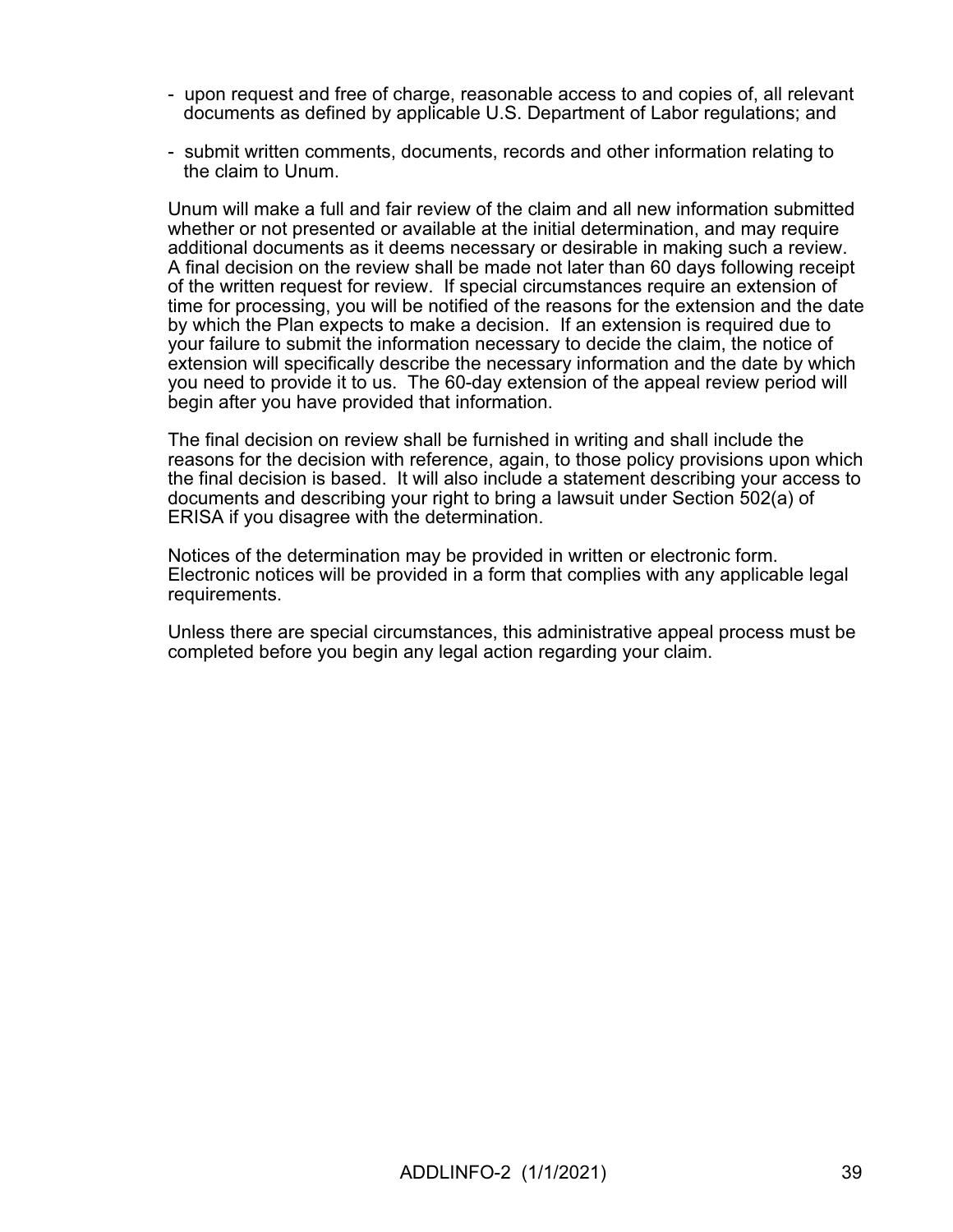- upon request and free of charge, reasonable access to and copies of, all relevant documents as defined by applicable U.S. Department of Labor regulations; and

- submit written comments, documents, records and other information relating to the claim to Unum.

Unum will make a full and fair review of the claim and all new information submitted whether or not presented or available at the initial determination, and may require additional documents as it deems necessary or desirable in making such a review. A final decision on the review shall be made not later than 60 days following receipt of the written request for review. If special circumstances require an extension of time for processing, you will be notified of the reasons for the extension and the date by which the Plan expects to make a decision. If an extension is required due to your failure to submit the information necessary to decide the claim, the notice of extension will specifically describe the necessary information and the date by which you need to provide it to us. The 60-day extension of the appeal review period will begin after you have provided that information.

The final decision on review shall be furnished in writing and shall include the reasons for the decision with reference, again, to those policy provisions upon which the final decision is based. It will also include a statement describing your access to documents and describing your right to bring a lawsuit under Section 502(a) of ERISA if you disagree with the determination.

Notices of the determination may be provided in written or electronic form. Electronic notices will be provided in a form that complies with any applicable legal requirements.

Unless there are special circumstances, this administrative appeal process must be completed before you begin any legal action regarding your claim.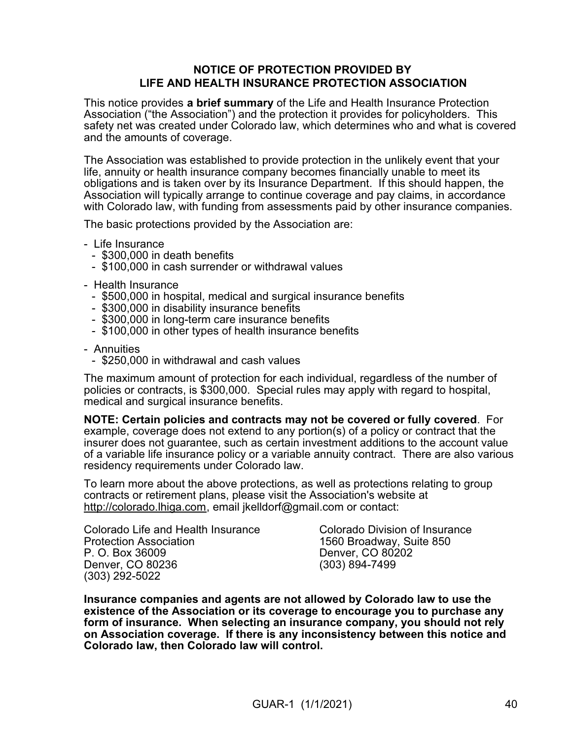## NOTICE OF PROTECTION PROVIDED BY LIFE AND HEALTH INSURANCE PROTECTION ASSOCIATION

This notice provides **a brief summary** of the Life and Health Insurance Protection Association ("the Association") and the protection it provides for policyholders. This safety net was created under Colorado law, which determines who and what is covered and the amounts of coverage.

The Association was established to provide protection in the unlikely event that your life, annuity or health insurance company becomes financially unable to meet its obligations and is taken over by its Insurance Department. If this should happen, the Association will typically arrange to continue coverage and pay claims, in accordance with Colorado law, with funding from assessments paid by other insurance companies.

The basic protections provided by the Association are:

- Life Insurance
  - $300,000 in death benefits
  - $100,000 in cash surrender or withdrawal values
- Health Insurance
  - $500,000 in hospital, medical and surgical insurance benefits
  - $300,000 in disability insurance benefits
  - $300,000 in long-term care insurance benefits
  - $100,000 in other types of health insurance benefits
- Annuities
  - $250,000 in withdrawal and cash values

The maximum amount of protection for each individual, regardless of the number of policies or contracts, is $300,000. Special rules may apply with regard to hospital, medical and surgical insurance benefits.

**NOTE: Certain policies and contracts may not be covered or fully covered**. For example, coverage does not extend to any portion(s) of a policy or contract that the insurer does not guarantee, such as certain investment additions to the account value of a variable life insurance policy or a variable annuity contract. There are also various residency requirements under Colorado law.

To learn more about the above protections, as well as protections relating to group contracts or retirement plans, please visit the Association's website at http://colorado.lhiga.com, email jkelldorf@gmail.com or contact:

Colorado Life and Health Insurance Protection Association
P. O. Box 36009
Denver, CO 80236
(303) 292-5022

Colorado Division of Insurance
1560 Broadway, Suite 850
Denver, CO 80202
(303) 894-7499

**Insurance companies and agents are not allowed by Colorado law to use the existence of the Association or its coverage to encourage you to purchase any form of insurance. When selecting an insurance company, you should not rely on Association coverage. If there is any inconsistency between this notice and Colorado law, then Colorado law will control.**

GUAR-1 (1/1/2021)